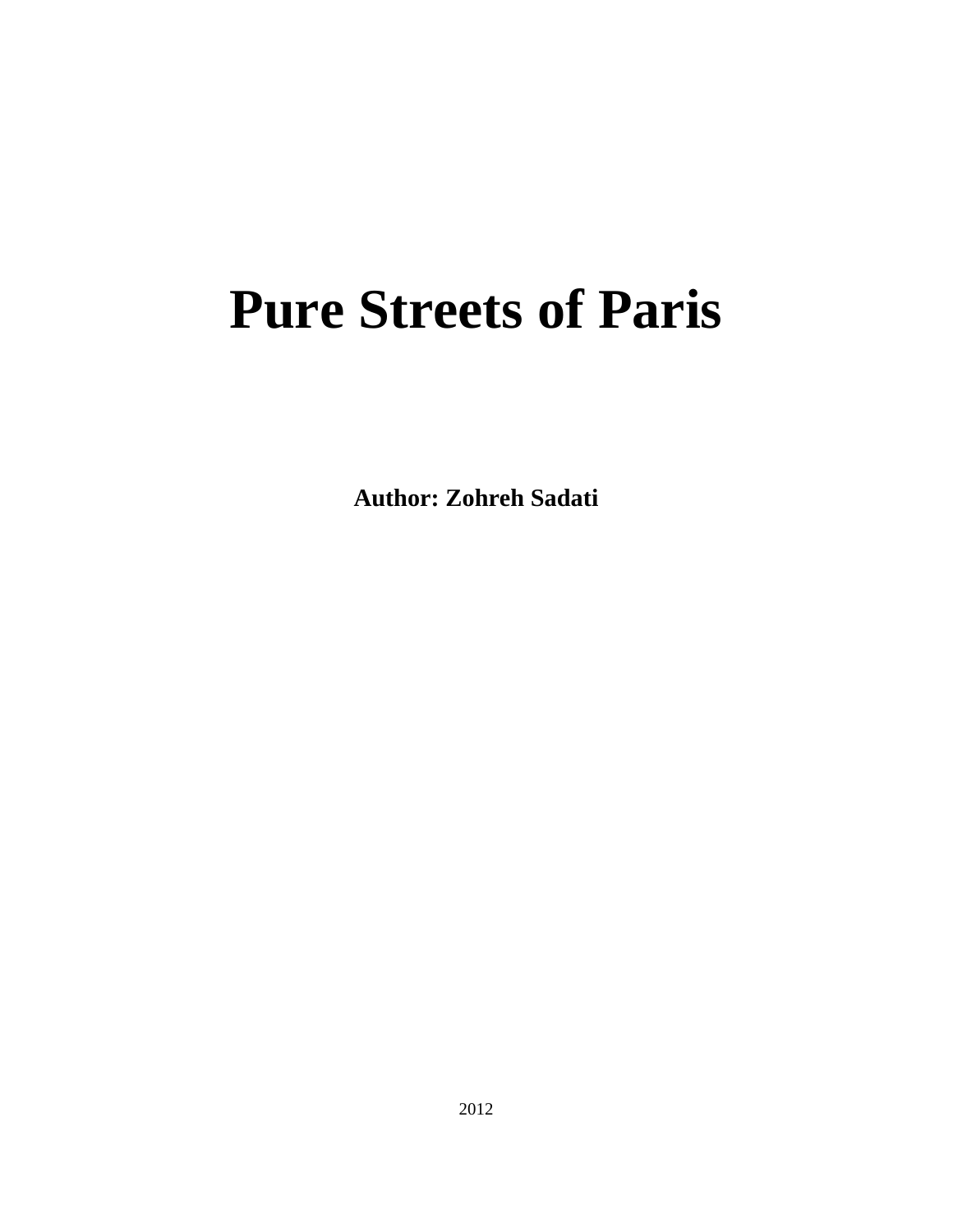# Pure Streets of Paris

**Author: Zohreh Sadati**

2012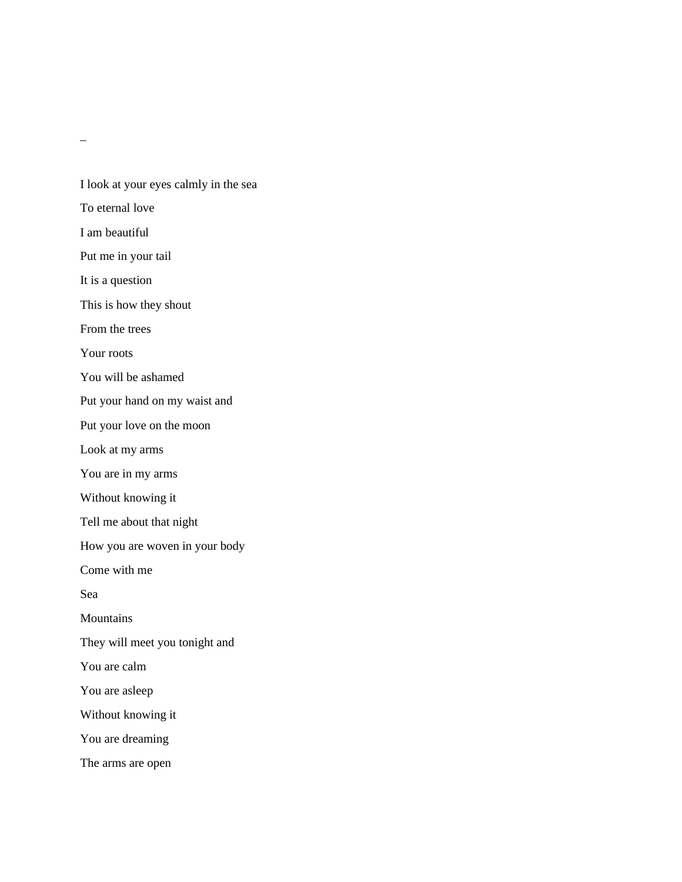–

I look at your eyes calmly in the sea

To eternal love

I am beautiful

Put me in your tail

It is a question

This is how they shout

From the trees

Your roots

You will be ashamed

Put your hand on my waist and

Put your love on the moon

Look at my arms

You are in my arms

Without knowing it

Tell me about that night

How you are woven in your body

Come with me

Sea

Mountains

They will meet you tonight and

You are calm

You are asleep

Without knowing it

You are dreaming

The arms are open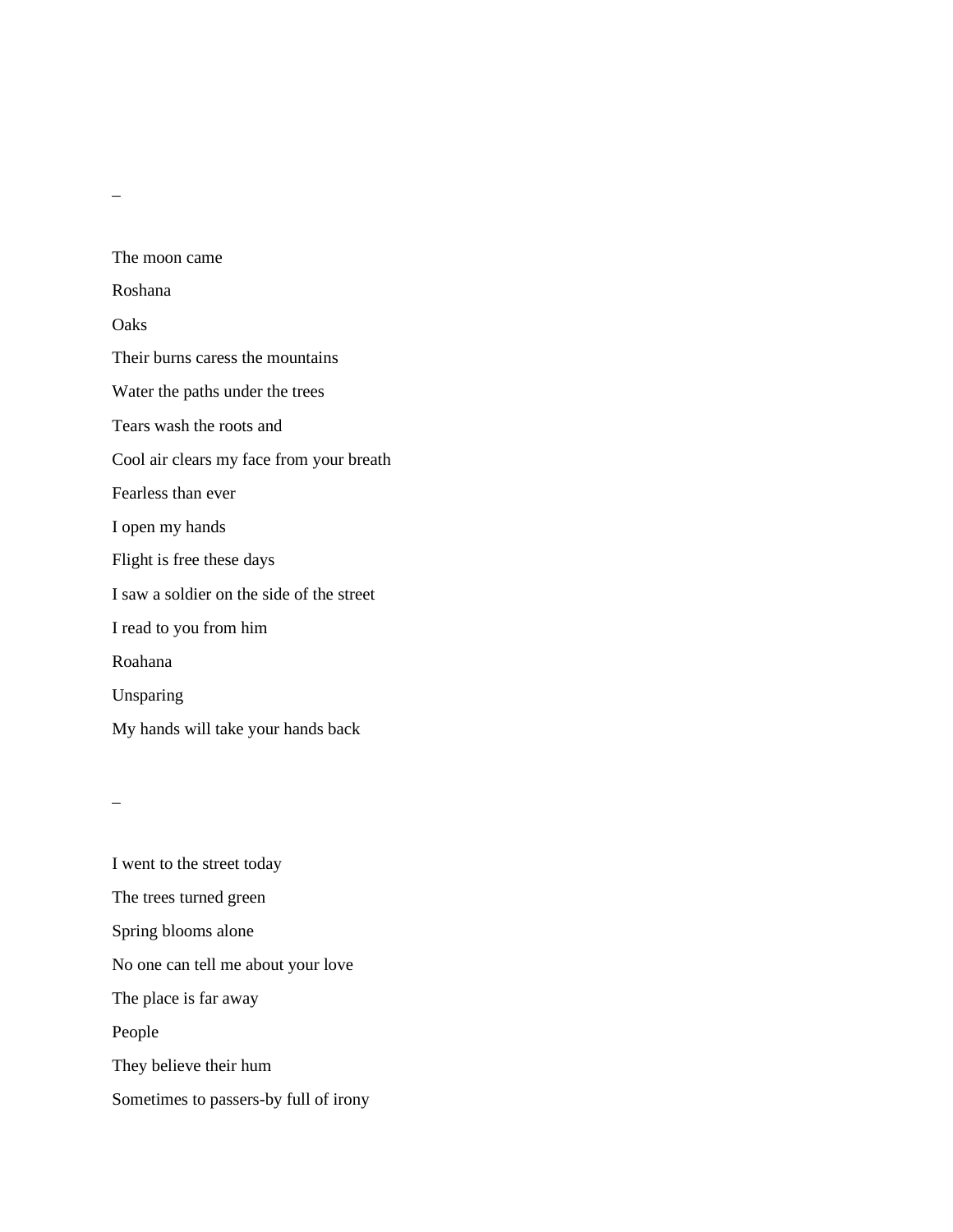–

The moon came

Roshana

Oaks

Their burns caress the mountains

Water the paths under the trees

Tears wash the roots and

Cool air clears my face from your breath

Fearless than ever

I open my hands

Flight is free these days

I saw a soldier on the side of the street

I read to you from him

Roahana

Unsparing

My hands will take your hands back

–

I went to the street today

The trees turned green

Spring blooms alone

No one can tell me about your love

The place is far away

People

They believe their hum

Sometimes to passers-by full of irony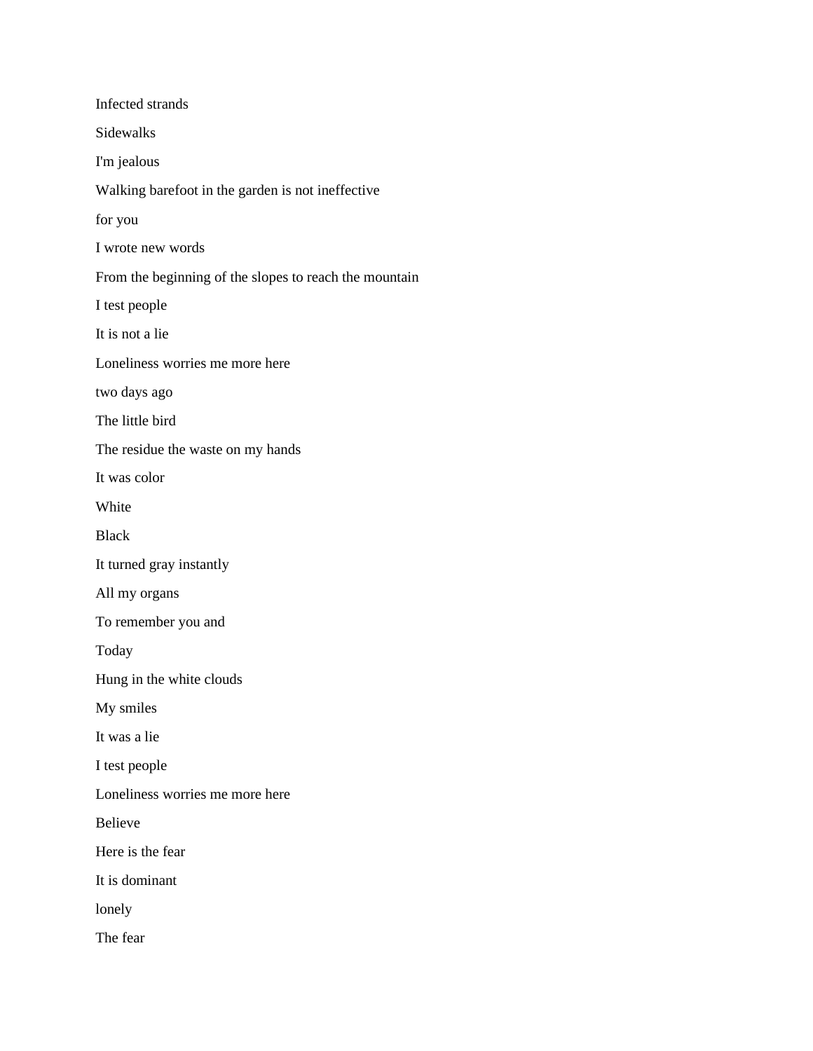Infected strands

Sidewalks

I'm jealous

Walking barefoot in the garden is not ineffective

for you

I wrote new words

From the beginning of the slopes to reach the mountain

I test people

It is not a lie

Loneliness worries me more here

two days ago

The little bird

The residue the waste on my hands

It was color

White

Black

It turned gray instantly

All my organs

To remember you and

Today

Hung in the white clouds

My smiles

It was a lie

I test people

Loneliness worries me more here

Believe

Here is the fear

It is dominant

lonely

The fear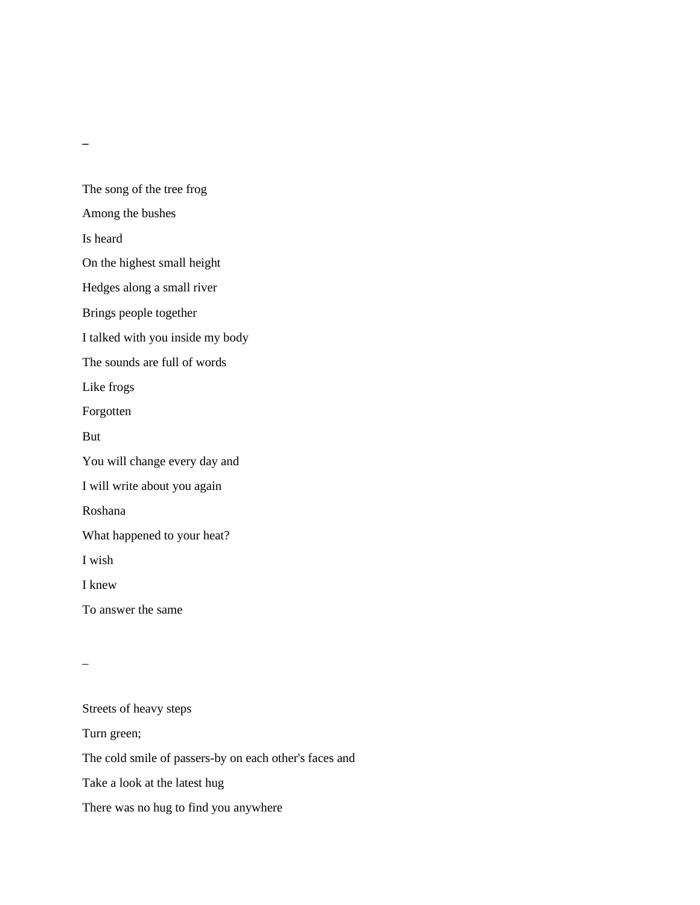–

The song of the tree frog

Among the bushes

Is heard

On the highest small height

Hedges along a small river

Brings people together

I talked with you inside my body

The sounds are full of words

Like frogs

Forgotten

But

You will change every day and

I will write about you again

Roshana

What happened to your heat?

I wish

I knew

To answer the same

–

Streets of heavy steps

Turn green;

The cold smile of passers-by on each other's faces and

Take a look at the latest hug

There was no hug to find you anywhere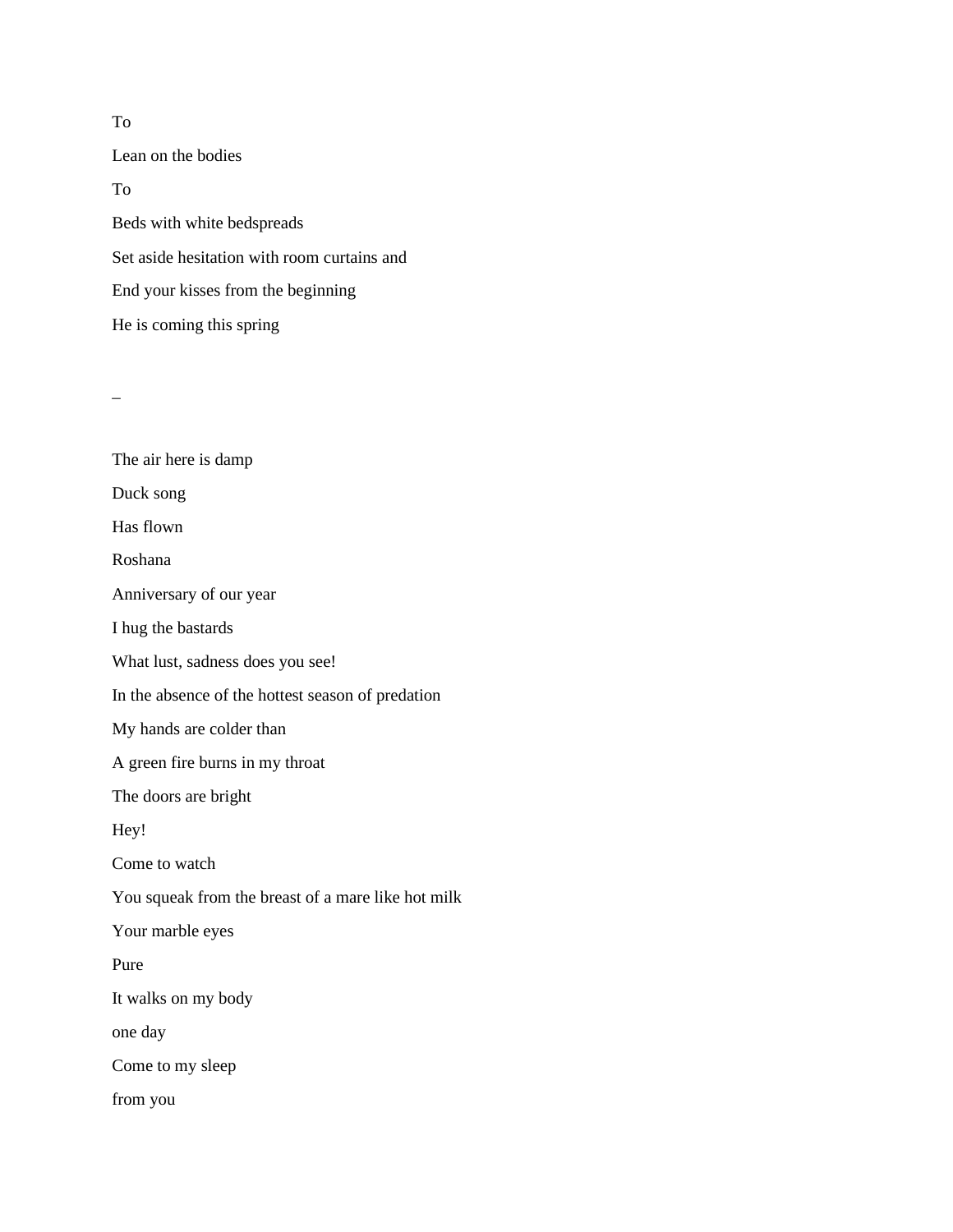To

Lean on the bodies

To

Beds with white bedspreads

Set aside hesitation with room curtains and

End your kisses from the beginning

He is coming this spring

–

The air here is damp

Duck song

Has flown

Roshana

Anniversary of our year

I hug the bastards

What lust, sadness does you see!

In the absence of the hottest season of predation

My hands are colder than

A green fire burns in my throat

The doors are bright

Hey!

Come to watch

You squeak from the breast of a mare like hot milk

Your marble eyes

Pure

It walks on my body

one day

Come to my sleep

from you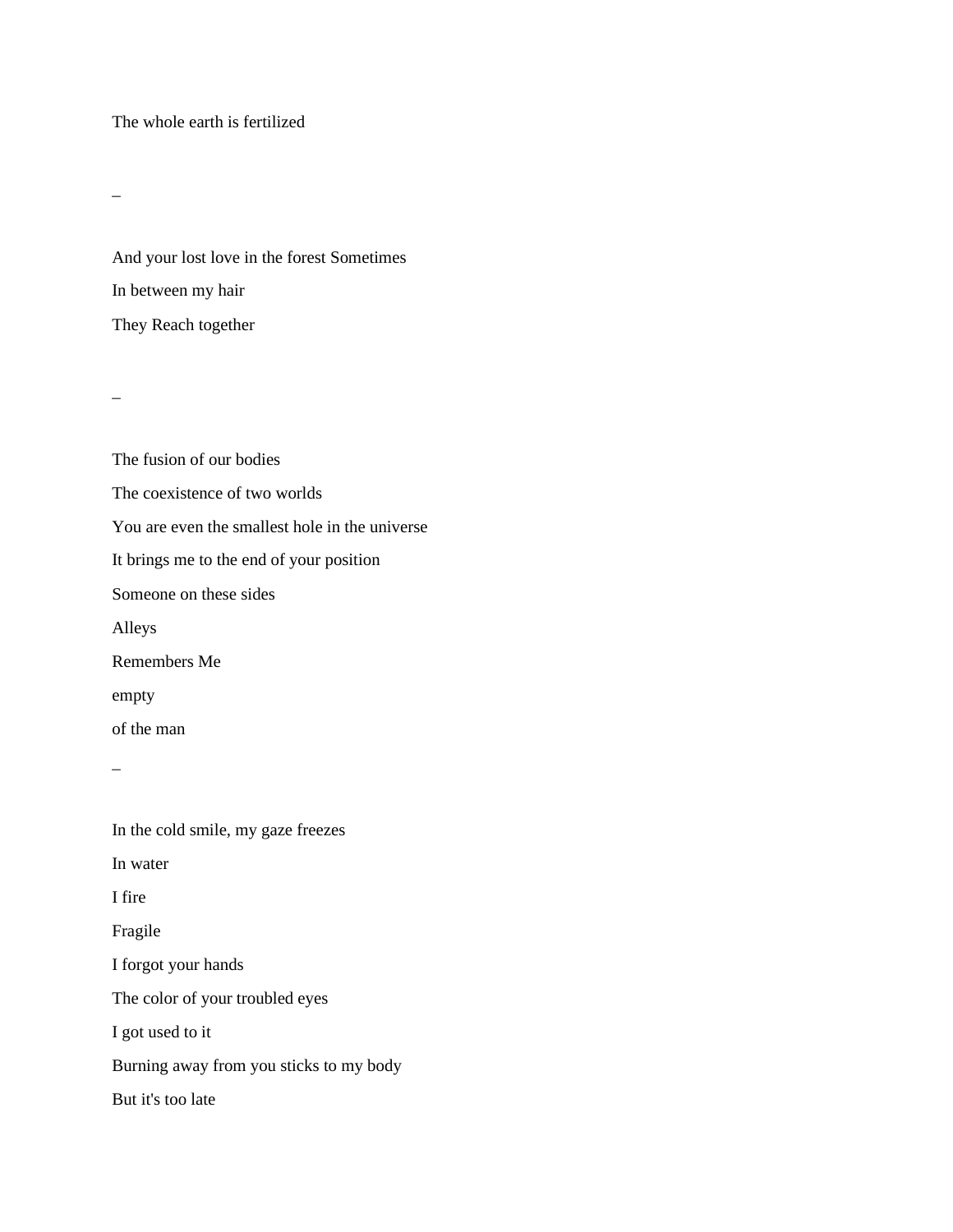The whole earth is fertilized

–

And your lost love in the forest Sometimes

In between my hair

They Reach together

–

The fusion of our bodies

The coexistence of two worlds

You are even the smallest hole in the universe

It brings me to the end of your position

Someone on these sides

Alleys

Remembers Me

empty

of the man

–

In the cold smile, my gaze freezes

In water

I fire

Fragile

I forgot your hands

The color of your troubled eyes

I got used to it

Burning away from you sticks to my body

But it's too late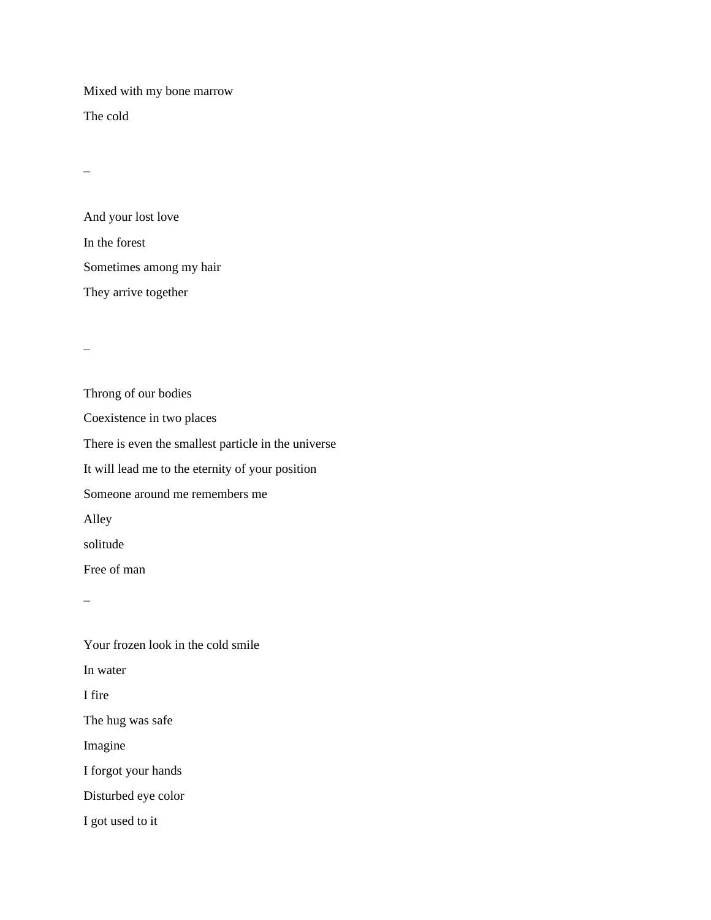Mixed with my bone marrow

The cold

–

And your lost love

In the forest

Sometimes among my hair

They arrive together

–

Throng of our bodies

Coexistence in two places

There is even the smallest particle in the universe

It will lead me to the eternity of your position

Someone around me remembers me

Alley

solitude

Free of man

–

Your frozen look in the cold smile

In water

I fire

The hug was safe

Imagine

I forgot your hands

Disturbed eye color

I got used to it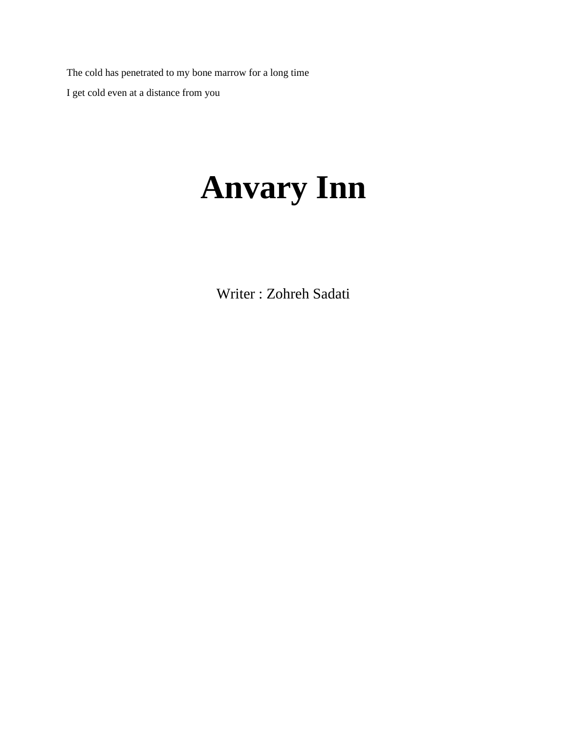The cold has penetrated to my bone marrow for a long time

I get cold even at a distance from you

# Anvary Inn

Writer : Zohreh Sadati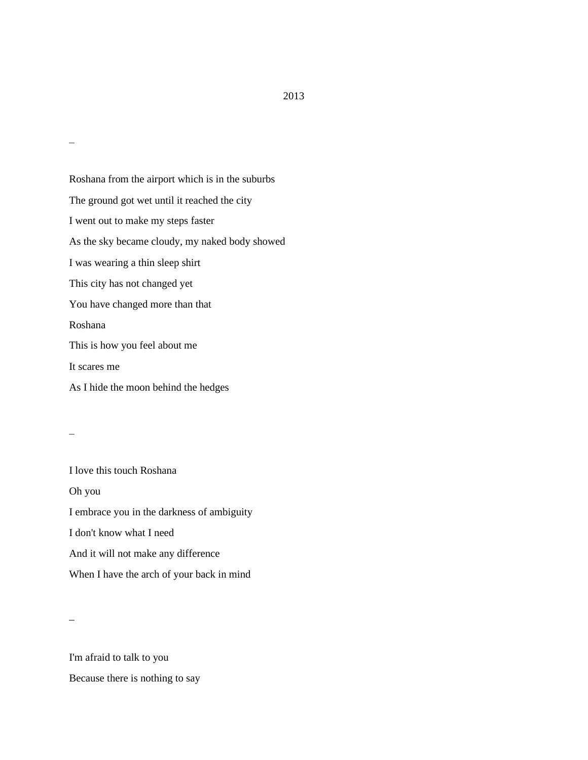2013

–

Roshana from the airport which is in the suburbs

The ground got wet until it reached the city

I went out to make my steps faster

As the sky became cloudy, my naked body showed

I was wearing a thin sleep shirt

This city has not changed yet

You have changed more than that

Roshana

This is how you feel about me

It scares me

As I hide the moon behind the hedges

–

I love this touch Roshana

Oh you

I embrace you in the darkness of ambiguity

I don't know what I need

And it will not make any difference

When I have the arch of your back in mind

–

I'm afraid to talk to you

Because there is nothing to say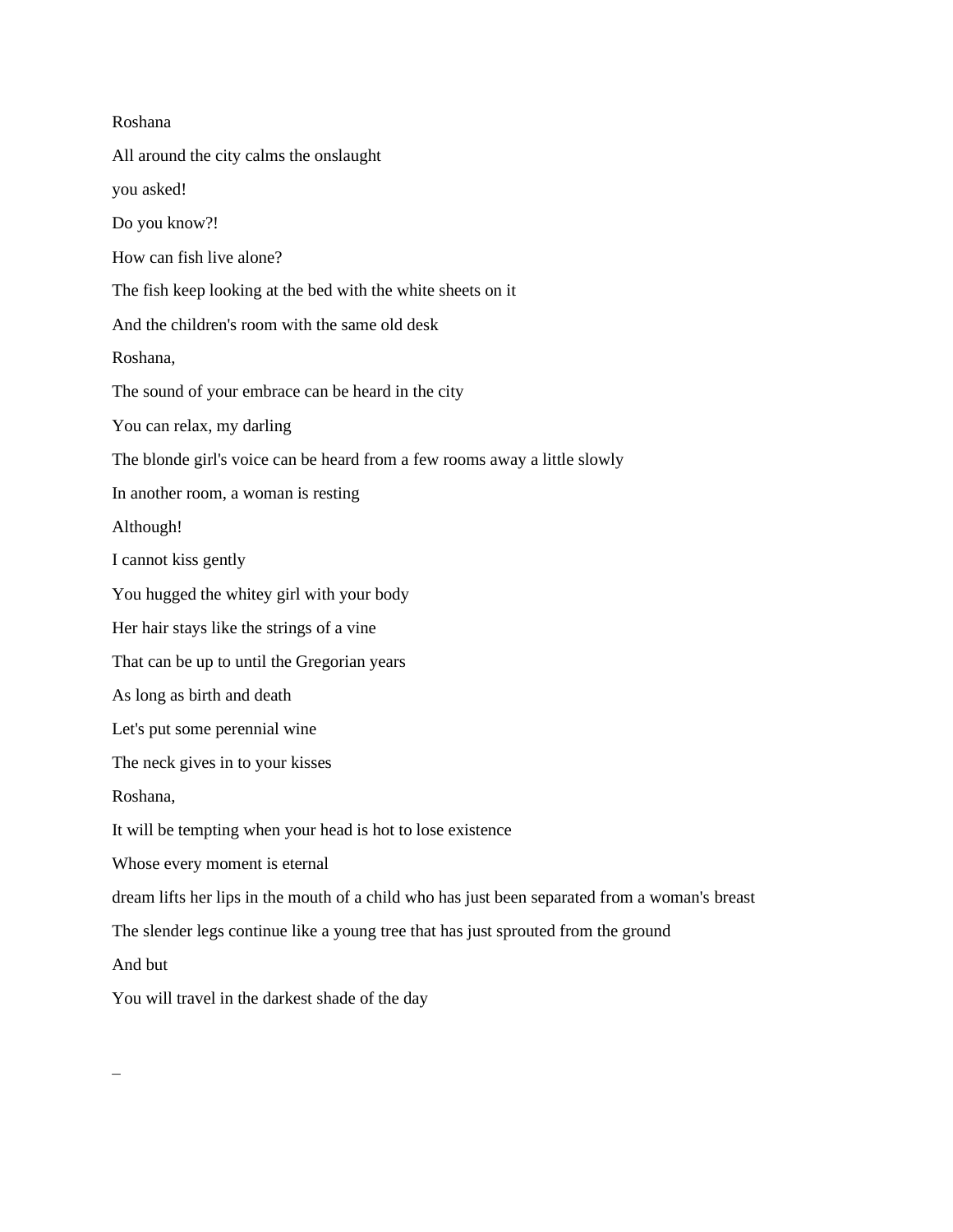Roshana

All around the city calms the onslaught

you asked!

Do you know?!

How can fish live alone?

The fish keep looking at the bed with the white sheets on it

And the children's room with the same old desk

Roshana,

The sound of your embrace can be heard in the city

You can relax, my darling

The blonde girl's voice can be heard from a few rooms away a little slowly

In another room, a woman is resting

Although!

I cannot kiss gently

You hugged the whitey girl with your body

Her hair stays like the strings of a vine

That can be up to until the Gregorian years

As long as birth and death

Let's put some perennial wine

The neck gives in to your kisses

Roshana,

It will be tempting when your head is hot to lose existence

Whose every moment is eternal

dream lifts her lips in the mouth of a child who has just been separated from a woman's breast

The slender legs continue like a young tree that has just sprouted from the ground

And but

You will travel in the darkest shade of the day

_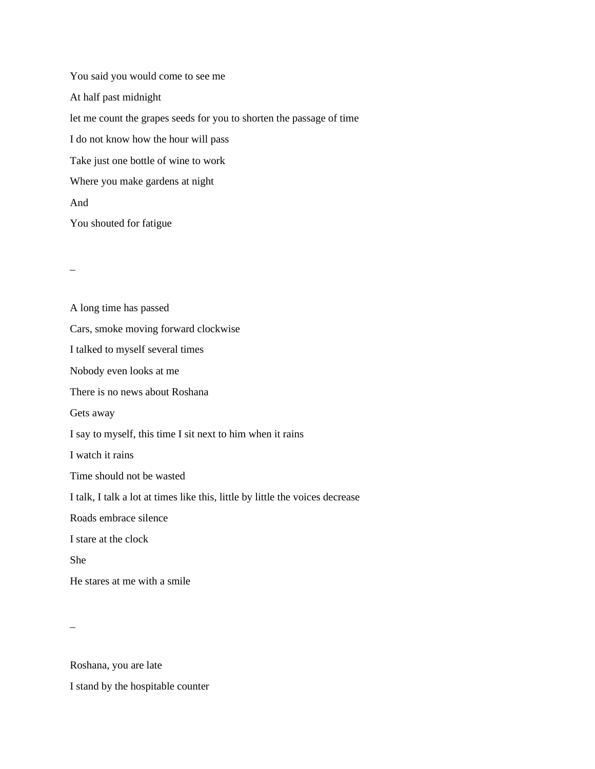You said you would come to see me

At half past midnight

let me count the grapes seeds for you to shorten the passage of time

I do not know how the hour will pass

Take just one bottle of wine to work

Where you make gardens at night

And

You shouted for fatigue

–

A long time has passed

Cars, smoke moving forward clockwise

I talked to myself several times

Nobody even looks at me

There is no news about Roshana

Gets away

I say to myself, this time I sit next to him when it rains

I watch it rains

Time should not be wasted

I talk, I talk a lot at times like this, little by little the voices decrease

Roads embrace silence

I stare at the clock

She

He stares at me with a smile

–

Roshana, you are late

I stand by the hospitable counter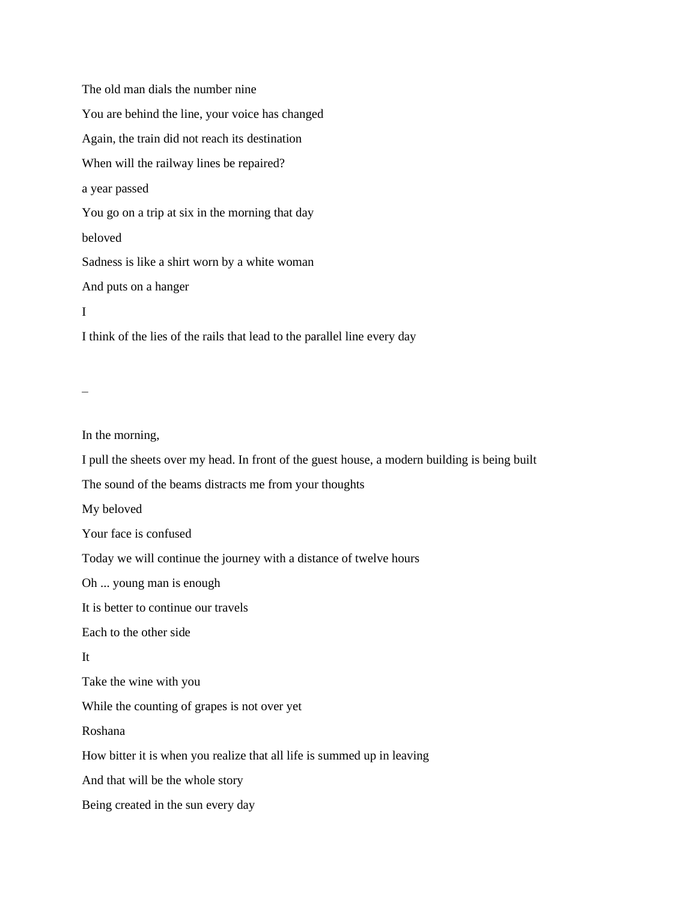The old man dials the number nine

You are behind the line, your voice has changed

Again, the train did not reach its destination

When will the railway lines be repaired?

a year passed

You go on a trip at six in the morning that day

beloved

Sadness is like a shirt worn by a white woman

And puts on a hanger

I

I think of the lies of the rails that lead to the parallel line every day

–

In the morning,

I pull the sheets over my head. In front of the guest house, a modern building is being built

The sound of the beams distracts me from your thoughts

My beloved

Your face is confused

Today we will continue the journey with a distance of twelve hours

Oh ... young man is enough

It is better to continue our travels

Each to the other side

It

Take the wine with you

While the counting of grapes is not over yet

Roshana

How bitter it is when you realize that all life is summed up in leaving

And that will be the whole story

Being created in the sun every day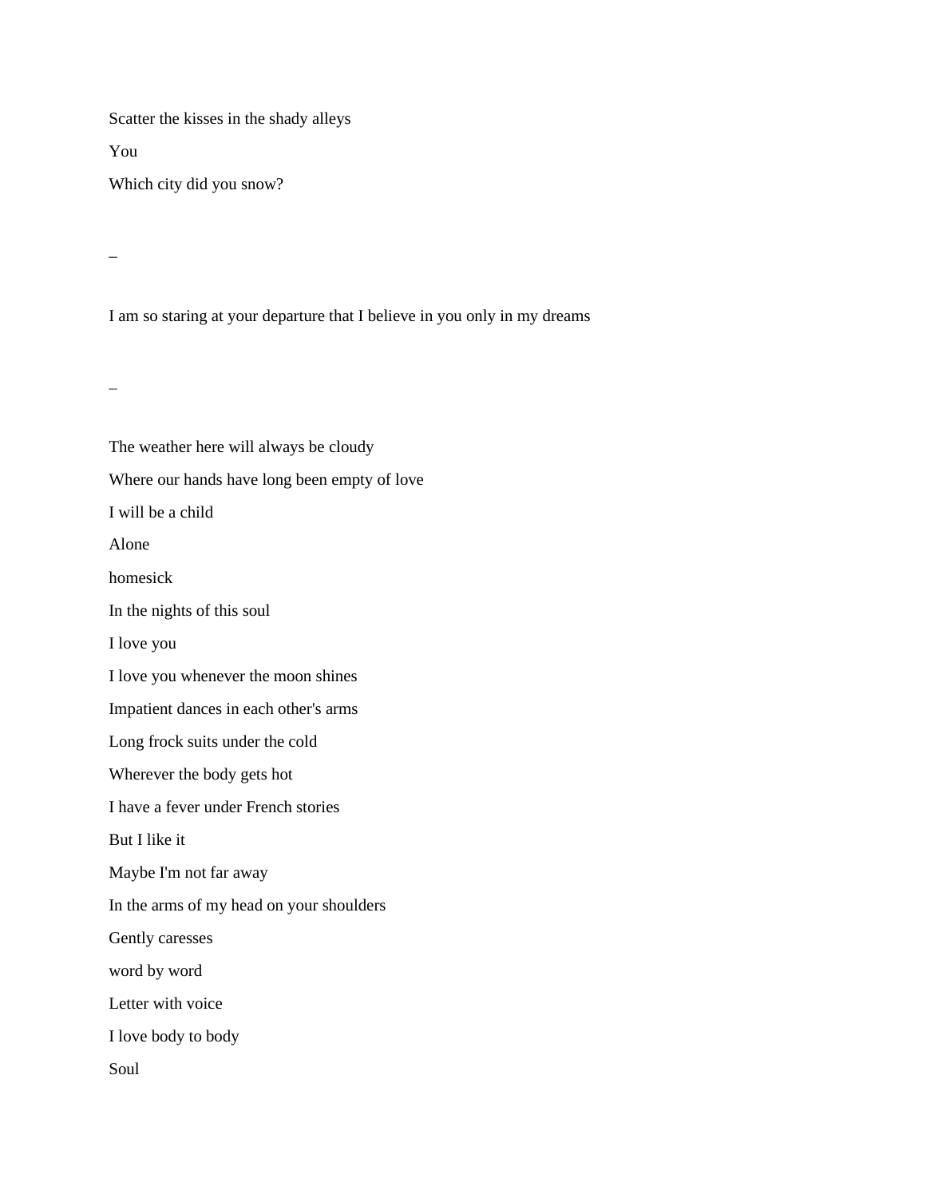Scatter the kisses in the shady alleys

You

Which city did you snow?

_

I am so staring at your departure that I believe in you only in my dreams

_

The weather here will always be cloudy

Where our hands have long been empty of love

I will be a child

Alone

homesick

In the nights of this soul

I love you

I love you whenever the moon shines

Impatient dances in each other's arms

Long frock suits under the cold

Wherever the body gets hot

I have a fever under French stories

But I like it

Maybe I'm not far away

In the arms of my head on your shoulders

Gently caresses

word by word

Letter with voice

I love body to body

Soul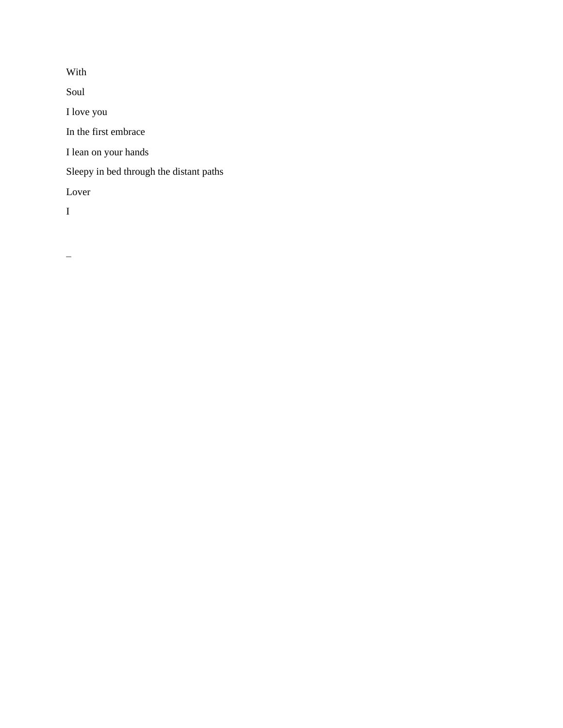With

Soul

I love you

In the first embrace

I lean on your hands

Sleepy in bed through the distant paths

Lover

I

_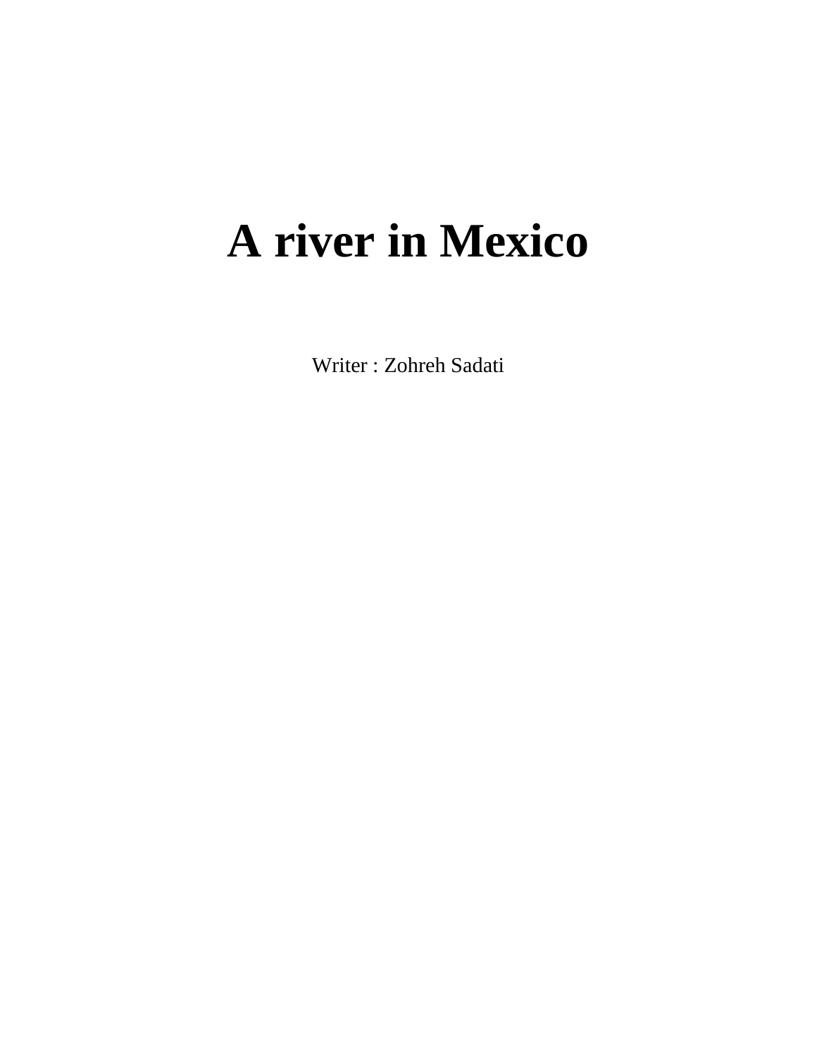# A river in Mexico

Writer : Zohreh Sadati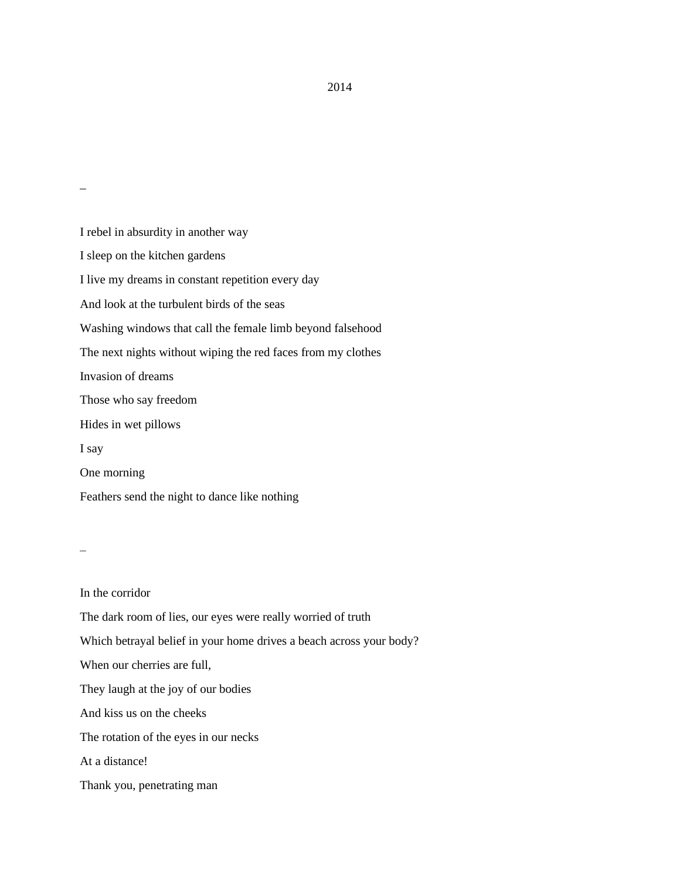2014

–

I rebel in absurdity in another way

I sleep on the kitchen gardens

I live my dreams in constant repetition every day

And look at the turbulent birds of the seas

Washing windows that call the female limb beyond falsehood

The next nights without wiping the red faces from my clothes

Invasion of dreams

Those who say freedom

Hides in wet pillows

I say

One morning

Feathers send the night to dance like nothing

–

In the corridor

The dark room of lies, our eyes were really worried of truth

Which betrayal belief in your home drives a beach across your body?

When our cherries are full,

They laugh at the joy of our bodies

And kiss us on the cheeks

The rotation of the eyes in our necks

At a distance!

Thank you, penetrating man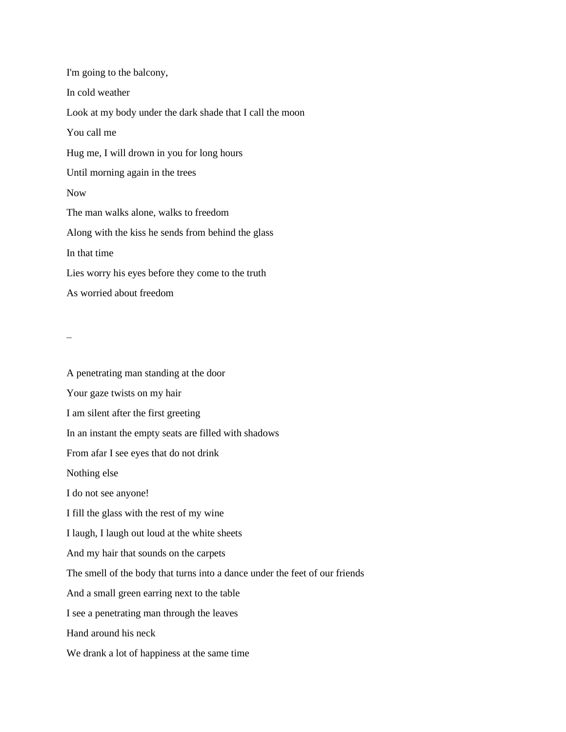I'm going to the balcony,

In cold weather

Look at my body under the dark shade that I call the moon

You call me

Hug me, I will drown in you for long hours

Until morning again in the trees

Now

The man walks alone, walks to freedom

Along with the kiss he sends from behind the glass

In that time

Lies worry his eyes before they come to the truth

As worried about freedom

–

A penetrating man standing at the door

Your gaze twists on my hair

I am silent after the first greeting

In an instant the empty seats are filled with shadows

From afar I see eyes that do not drink

Nothing else

I do not see anyone!

I fill the glass with the rest of my wine

I laugh, I laugh out loud at the white sheets

And my hair that sounds on the carpets

The smell of the body that turns into a dance under the feet of our friends

And a small green earring next to the table

I see a penetrating man through the leaves

Hand around his neck

We drank a lot of happiness at the same time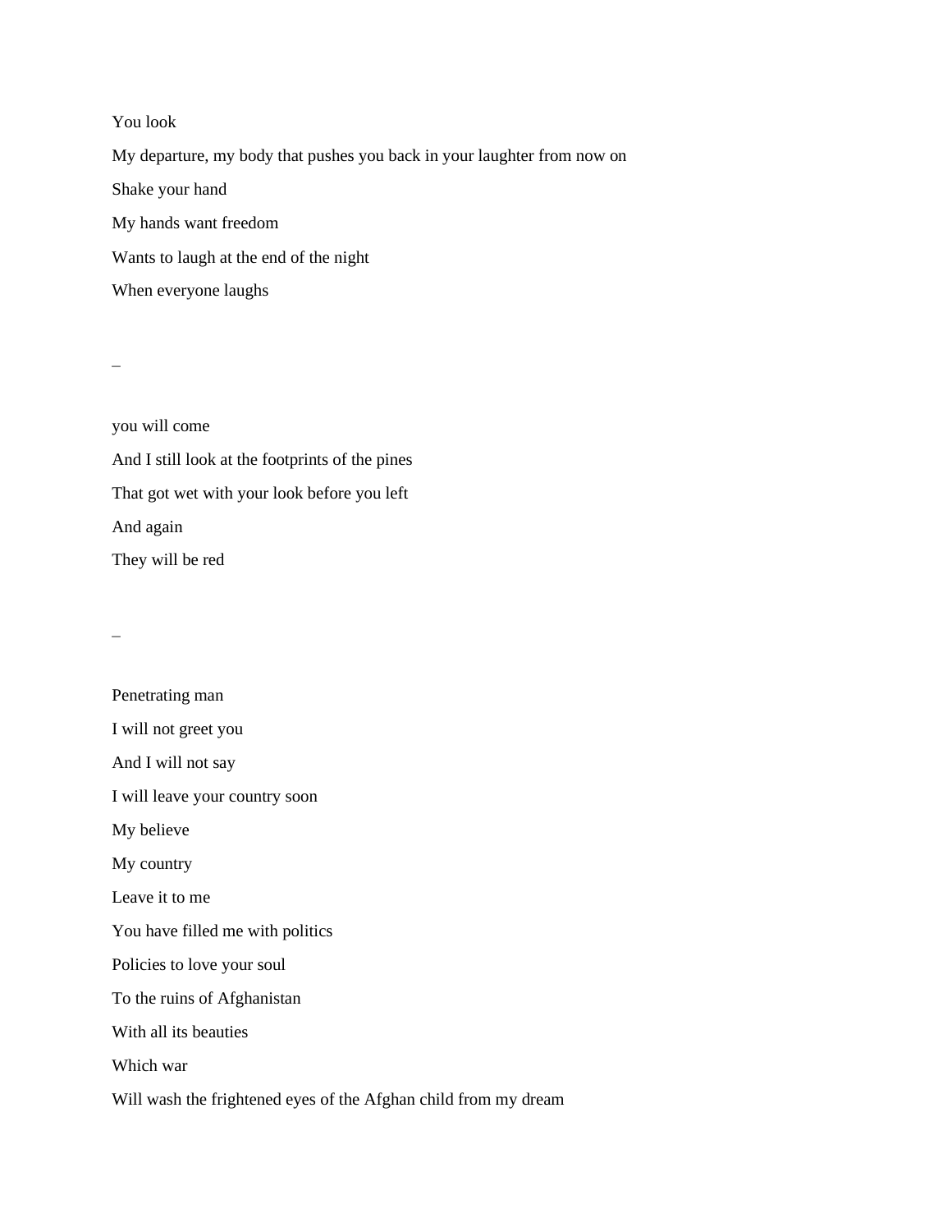You look

My departure, my body that pushes you back in your laughter from now on

Shake your hand

My hands want freedom

Wants to laugh at the end of the night

When everyone laughs

–

you will come

And I still look at the footprints of the pines

That got wet with your look before you left

And again

They will be red

–

Penetrating man

I will not greet you

And I will not say

I will leave your country soon

My believe

My country

Leave it to me

You have filled me with politics

Policies to love your soul

To the ruins of Afghanistan

With all its beauties

Which war

Will wash the frightened eyes of the Afghan child from my dream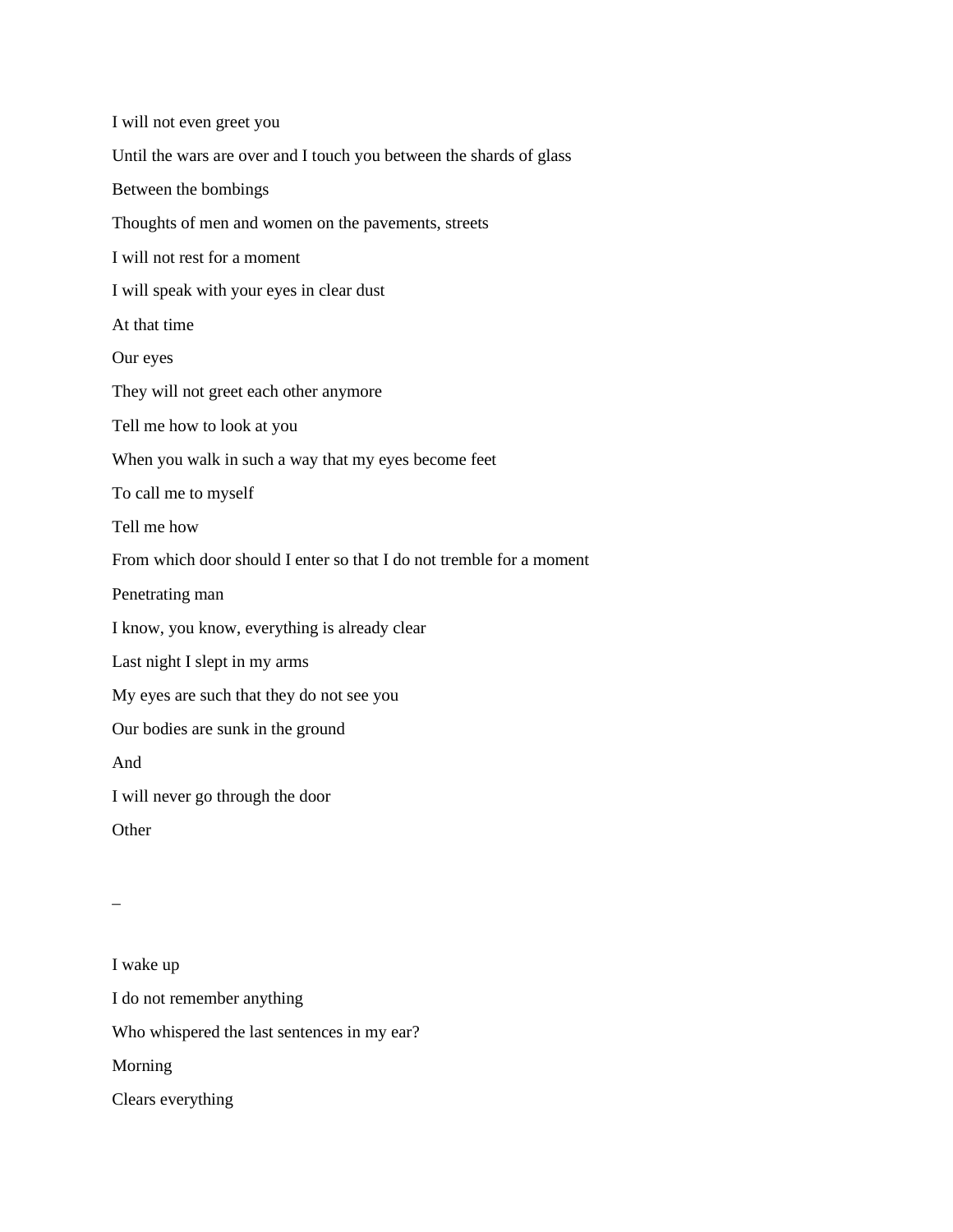I will not even greet you

Until the wars are over and I touch you between the shards of glass

Between the bombings

Thoughts of men and women on the pavements, streets

I will not rest for a moment

I will speak with your eyes in clear dust

At that time

Our eyes

They will not greet each other anymore

Tell me how to look at you

When you walk in such a way that my eyes become feet

To call me to myself

Tell me how

From which door should I enter so that I do not tremble for a moment

Penetrating man

I know, you know, everything is already clear

Last night I slept in my arms

My eyes are such that they do not see you

Our bodies are sunk in the ground

And

I will never go through the door

Other

–

I wake up

I do not remember anything

Who whispered the last sentences in my ear?

Morning

Clears everything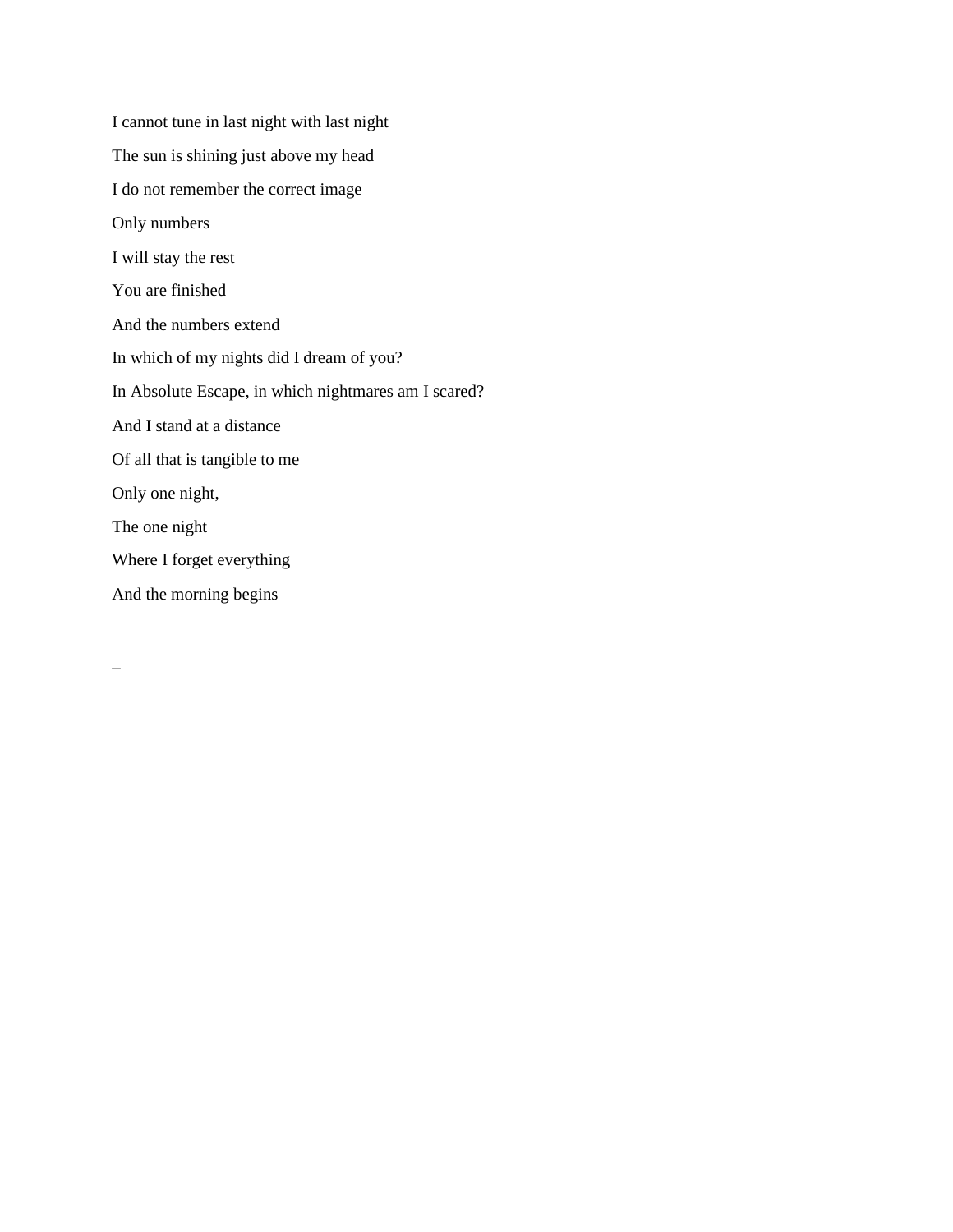I cannot tune in last night with last night

The sun is shining just above my head

I do not remember the correct image

Only numbers

I will stay the rest

You are finished

And the numbers extend

In which of my nights did I dream of you?

In Absolute Escape, in which nightmares am I scared?

And I stand at a distance

Of all that is tangible to me

Only one night,

The one night

Where I forget everything

And the morning begins

–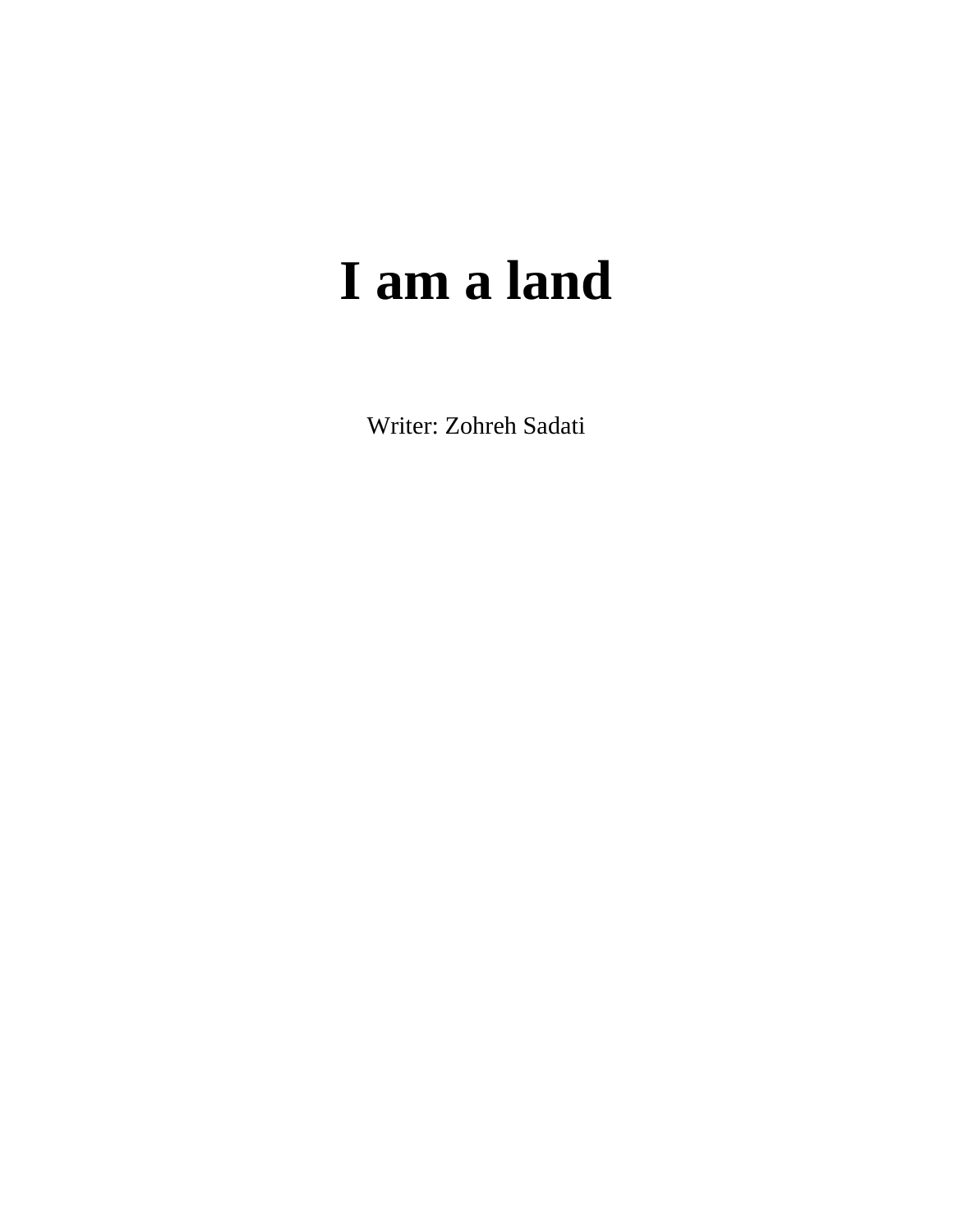# I am a land

Writer: Zohreh Sadati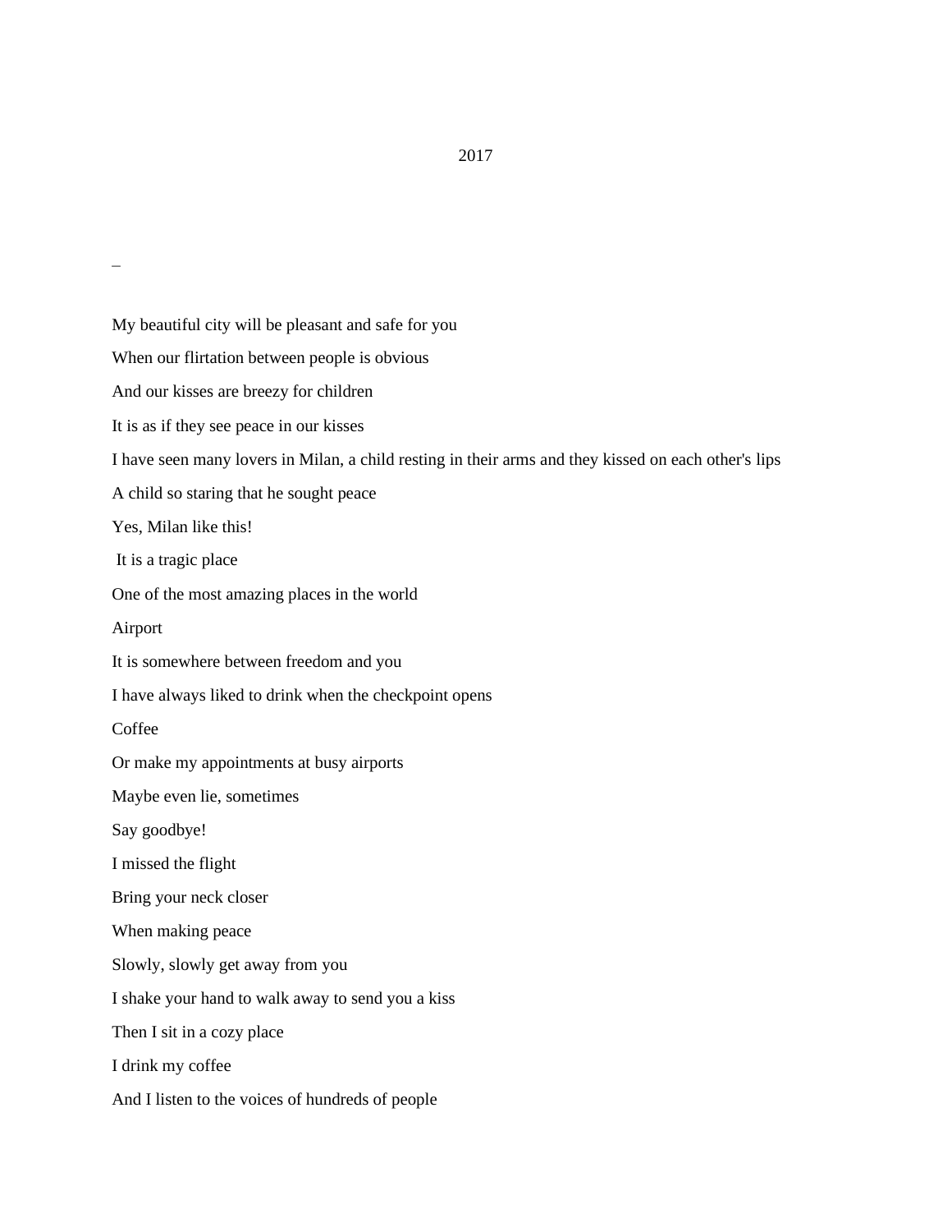2017

_

My beautiful city will be pleasant and safe for you

When our flirtation between people is obvious

And our kisses are breezy for children

It is as if they see peace in our kisses

I have seen many lovers in Milan, a child resting in their arms and they kissed on each other's lips

A child so staring that he sought peace

Yes, Milan like this!

It is a tragic place

One of the most amazing places in the world

Airport

It is somewhere between freedom and you

I have always liked to drink when the checkpoint opens

Coffee

Or make my appointments at busy airports

Maybe even lie, sometimes

Say goodbye!

I missed the flight

Bring your neck closer

When making peace

Slowly, slowly get away from you

I shake your hand to walk away to send you a kiss

Then I sit in a cozy place

I drink my coffee

And I listen to the voices of hundreds of people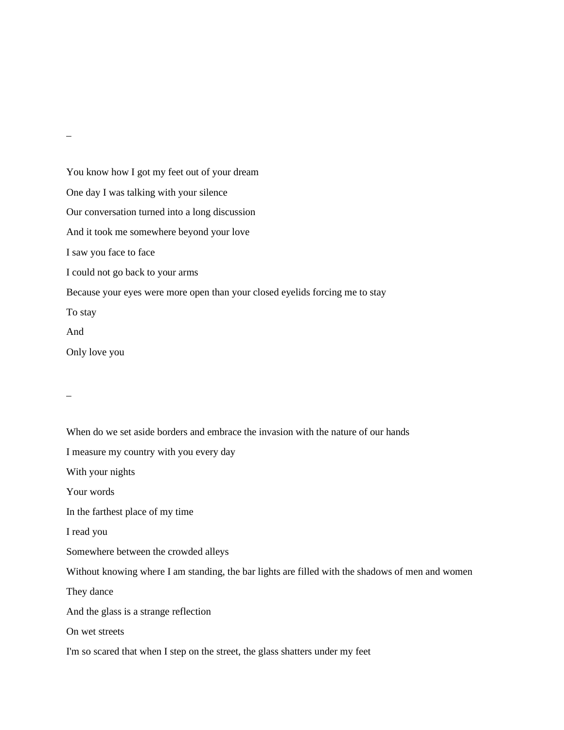–

You know how I got my feet out of your dream

One day I was talking with your silence

Our conversation turned into a long discussion

And it took me somewhere beyond your love

I saw you face to face

I could not go back to your arms

Because your eyes were more open than your closed eyelids forcing me to stay

To stay

And

Only love you

–

When do we set aside borders and embrace the invasion with the nature of our hands

I measure my country with you every day

With your nights

Your words

In the farthest place of my time

I read you

Somewhere between the crowded alleys

Without knowing where I am standing, the bar lights are filled with the shadows of men and women

They dance

And the glass is a strange reflection

On wet streets

I'm so scared that when I step on the street, the glass shatters under my feet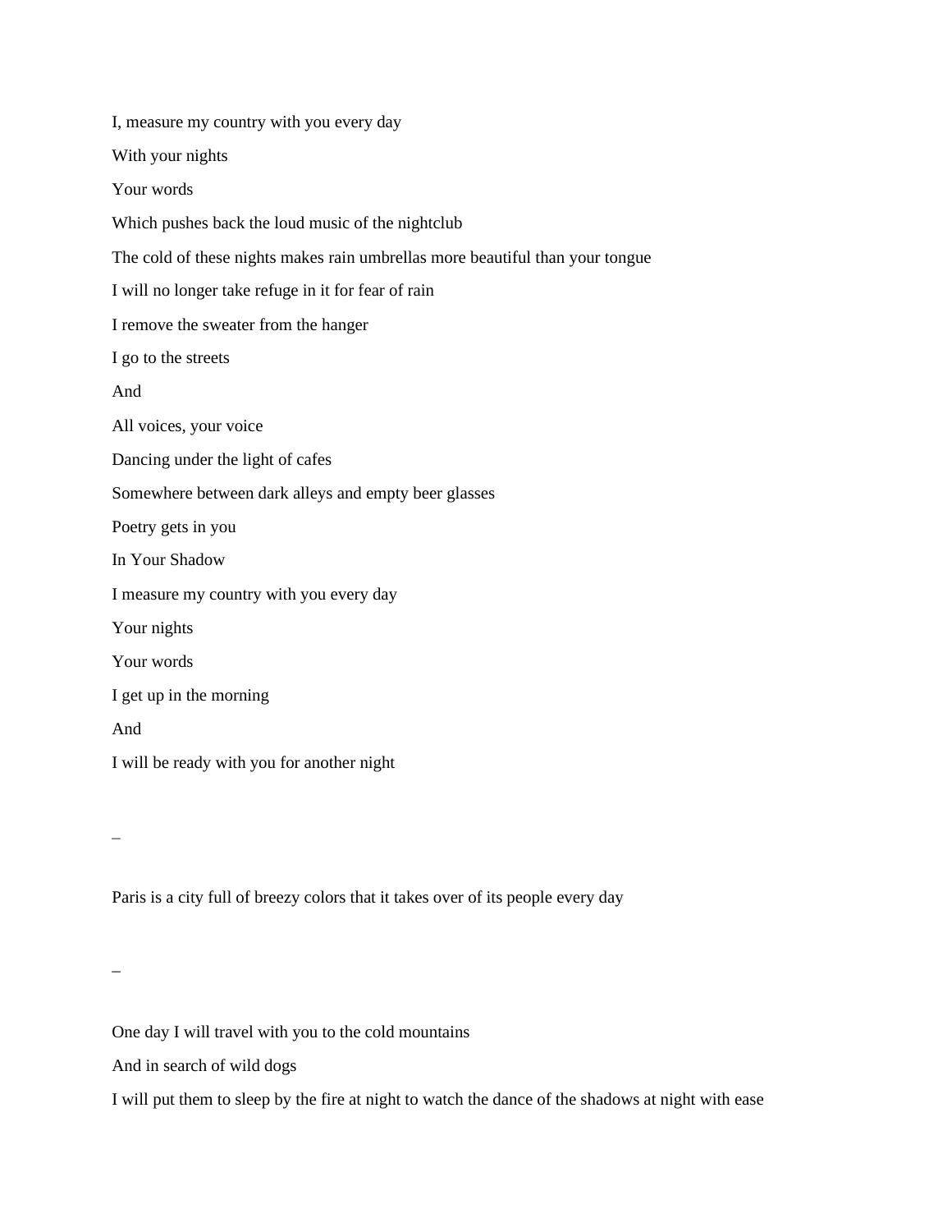I, measure my country with you every day

With your nights

Your words

Which pushes back the loud music of the nightclub

The cold of these nights makes rain umbrellas more beautiful than your tongue

I will no longer take refuge in it for fear of rain

I remove the sweater from the hanger

I go to the streets

And

All voices, your voice

Dancing under the light of cafes

Somewhere between dark alleys and empty beer glasses

Poetry gets in you

In Your Shadow

I measure my country with you every day

Your nights

Your words

I get up in the morning

And

I will be ready with you for another night

–

Paris is a city full of breezy colors that it takes over of its people every day

–

One day I will travel with you to the cold mountains

And in search of wild dogs

I will put them to sleep by the fire at night to watch the dance of the shadows at night with ease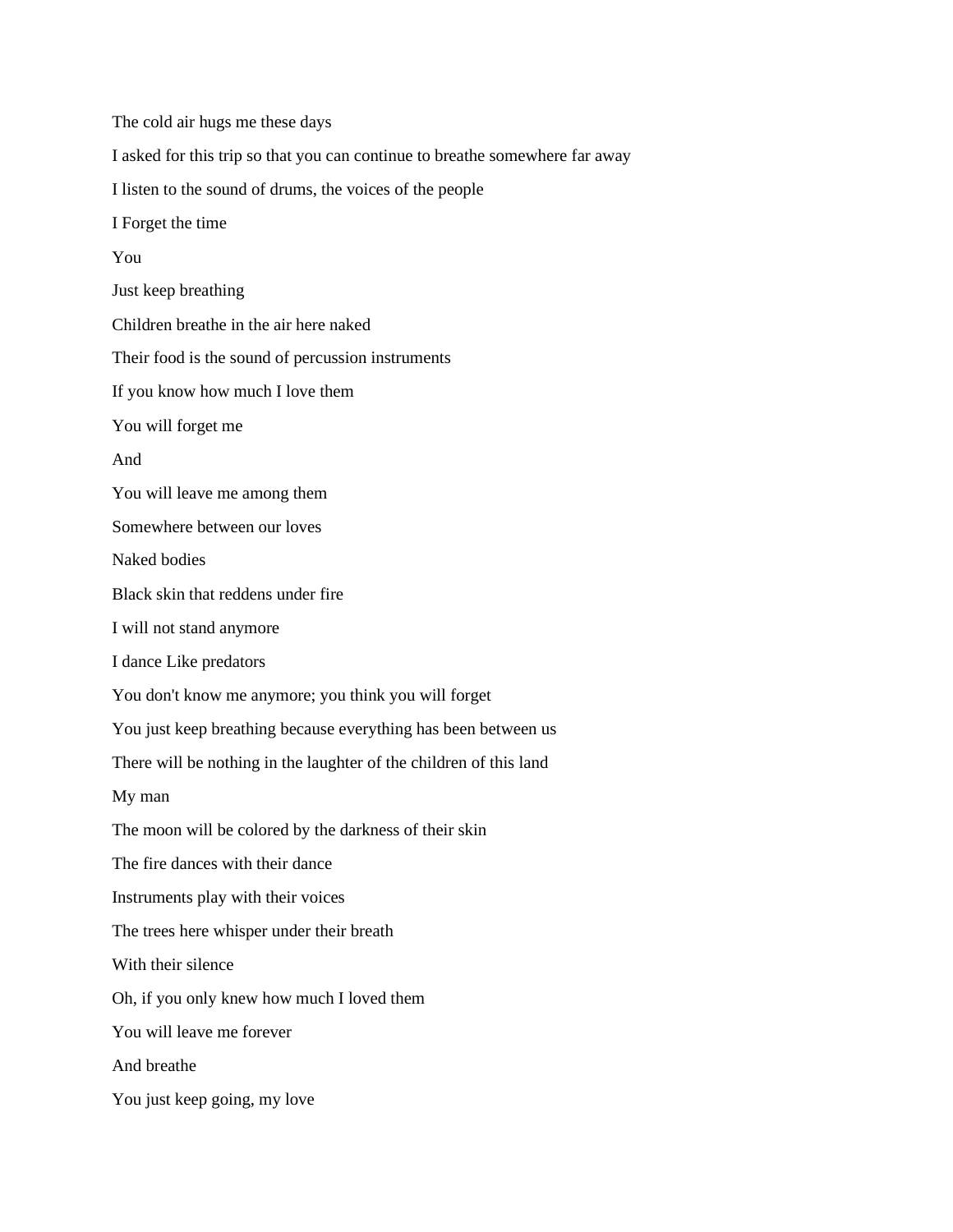The cold air hugs me these days

I asked for this trip so that you can continue to breathe somewhere far away

I listen to the sound of drums, the voices of the people

I Forget the time

You

Just keep breathing

Children breathe in the air here naked

Their food is the sound of percussion instruments

If you know how much I love them

You will forget me

And

You will leave me among them

Somewhere between our loves

Naked bodies

Black skin that reddens under fire

I will not stand anymore

I dance Like predators

You don't know me anymore; you think you will forget

You just keep breathing because everything has been between us

There will be nothing in the laughter of the children of this land

My man

The moon will be colored by the darkness of their skin

The fire dances with their dance

Instruments play with their voices

The trees here whisper under their breath

With their silence

Oh, if you only knew how much I loved them

You will leave me forever

And breathe

You just keep going, my love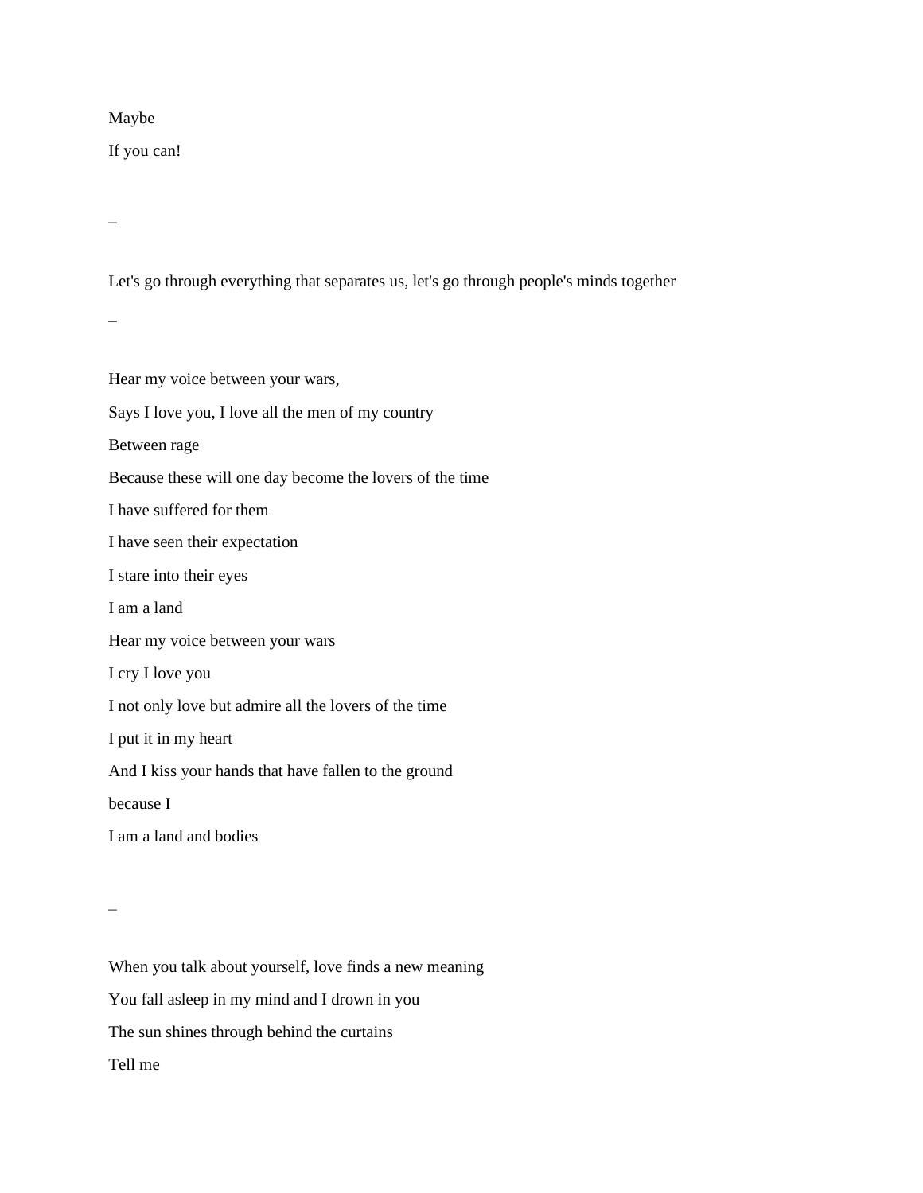Maybe

If you can!

–

Let's go through everything that separates us, let's go through people's minds together

–

Hear my voice between your wars,

Says I love you, I love all the men of my country

Between rage

Because these will one day become the lovers of the time

I have suffered for them

I have seen their expectation

I stare into their eyes

I am a land

Hear my voice between your wars

I cry I love you

I not only love but admire all the lovers of the time

I put it in my heart

And I kiss your hands that have fallen to the ground

because I

I am a land and bodies

–

When you talk about yourself, love finds a new meaning

You fall asleep in my mind and I drown in you

The sun shines through behind the curtains

Tell me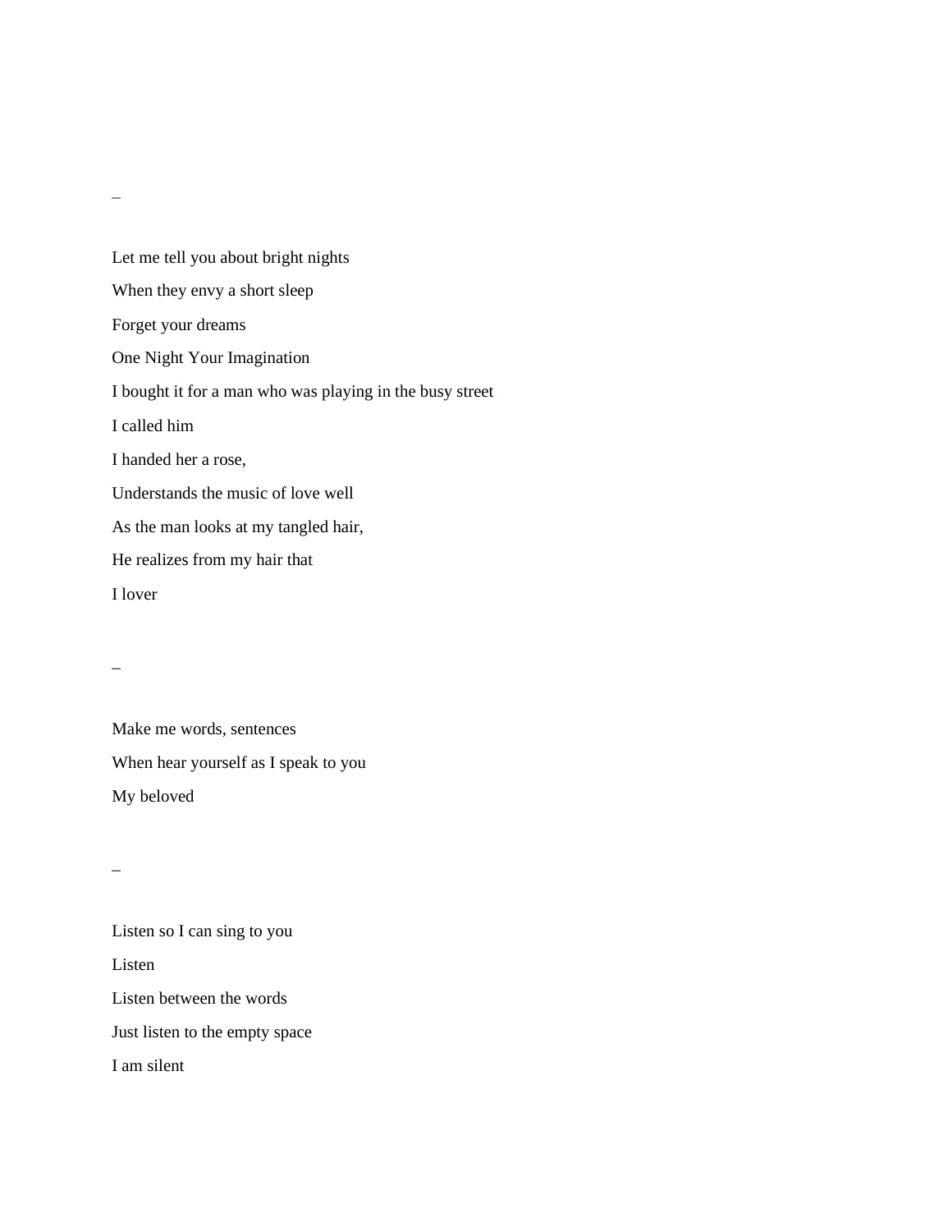–

Let me tell you about bright nights
When they envy a short sleep
Forget your dreams
One Night Your Imagination
I bought it for a man who was playing in the busy street
I called him
I handed her a rose,
Understands the music of love well
As the man looks at my tangled hair,
He realizes from my hair that
I lover

–

Make me words, sentences
When hear yourself as I speak to you
My beloved

–

Listen so I can sing to you
Listen
Listen between the words
Just listen to the empty space
I am silent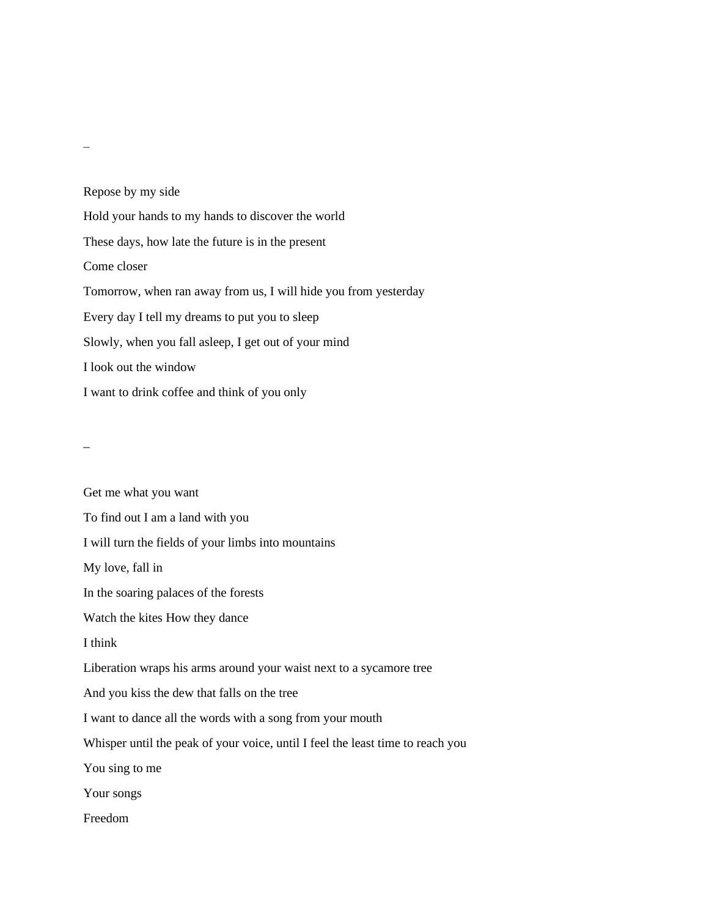–

Repose by my side

Hold your hands to my hands to discover the world

These days, how late the future is in the present

Come closer

Tomorrow, when ran away from us, I will hide you from yesterday

Every day I tell my dreams to put you to sleep

Slowly, when you fall asleep, I get out of your mind

I look out the window

I want to drink coffee and think of you only

–

Get me what you want

To find out I am a land with you

I will turn the fields of your limbs into mountains

My love, fall in

In the soaring palaces of the forests

Watch the kites How they dance

I think

Liberation wraps his arms around your waist next to a sycamore tree

And you kiss the dew that falls on the tree

I want to dance all the words with a song from your mouth

Whisper until the peak of your voice, until I feel the least time to reach you

You sing to me

Your songs

Freedom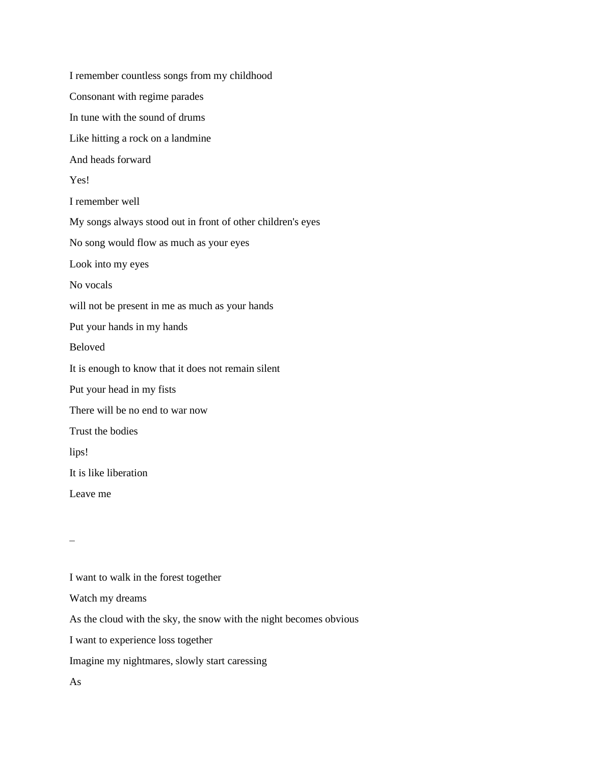I remember countless songs from my childhood

Consonant with regime parades

In tune with the sound of drums

Like hitting a rock on a landmine

And heads forward

Yes!

I remember well

My songs always stood out in front of other children's eyes

No song would flow as much as your eyes

Look into my eyes

No vocals

will not be present in me as much as your hands

Put your hands in my hands

Beloved

It is enough to know that it does not remain silent

Put your head in my fists

There will be no end to war now

Trust the bodies

lips!

It is like liberation

Leave me

–

I want to walk in the forest together

Watch my dreams

As the cloud with the sky, the snow with the night becomes obvious

I want to experience loss together

Imagine my nightmares, slowly start caressing

As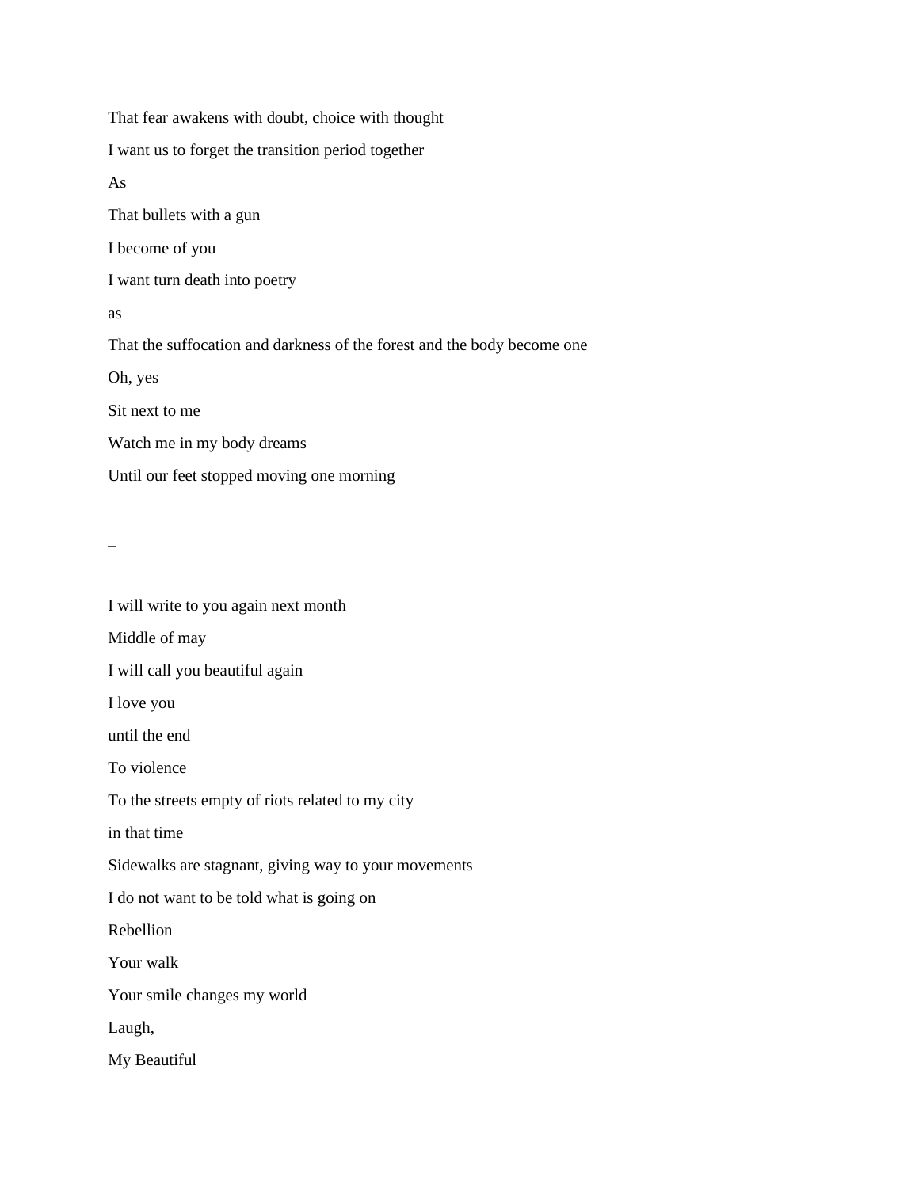That fear awakens with doubt, choice with thought

I want us to forget the transition period together

As

That bullets with a gun

I become of you

I want turn death into poetry

as

That the suffocation and darkness of the forest and the body become one

Oh, yes

Sit next to me

Watch me in my body dreams

Until our feet stopped moving one morning

–

I will write to you again next month

Middle of may

I will call you beautiful again

I love you

until the end

To violence

To the streets empty of riots related to my city

in that time

Sidewalks are stagnant, giving way to your movements

I do not want to be told what is going on

Rebellion

Your walk

Your smile changes my world

Laugh,

My Beautiful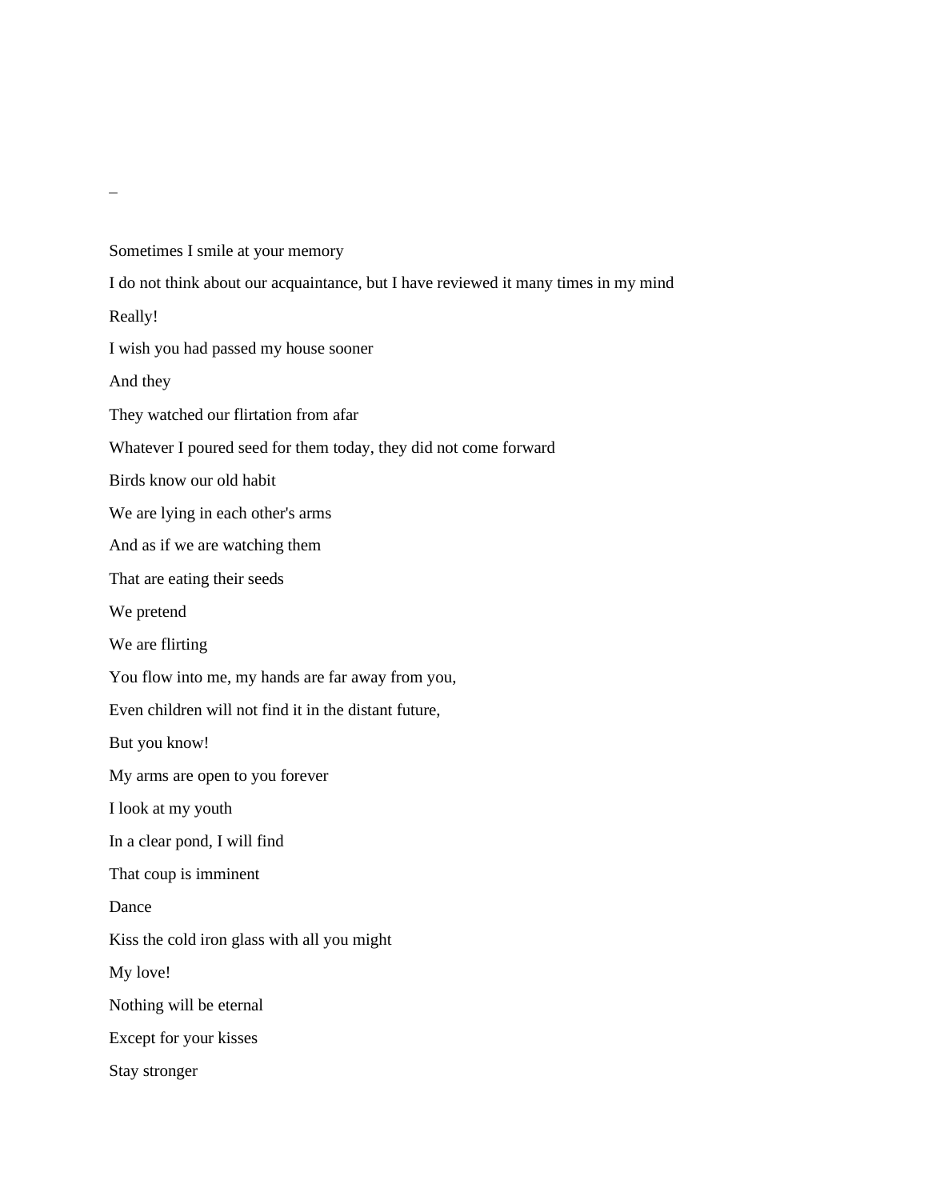_

Sometimes I smile at your memory

I do not think about our acquaintance, but I have reviewed it many times in my mind

Really!

I wish you had passed my house sooner

And they

They watched our flirtation from afar

Whatever I poured seed for them today, they did not come forward

Birds know our old habit

We are lying in each other's arms

And as if we are watching them

That are eating their seeds

We pretend

We are flirting

You flow into me, my hands are far away from you,

Even children will not find it in the distant future,

But you know!

My arms are open to you forever

I look at my youth

In a clear pond, I will find

That coup is imminent

Dance

Kiss the cold iron glass with all you might

My love!

Nothing will be eternal

Except for your kisses

Stay stronger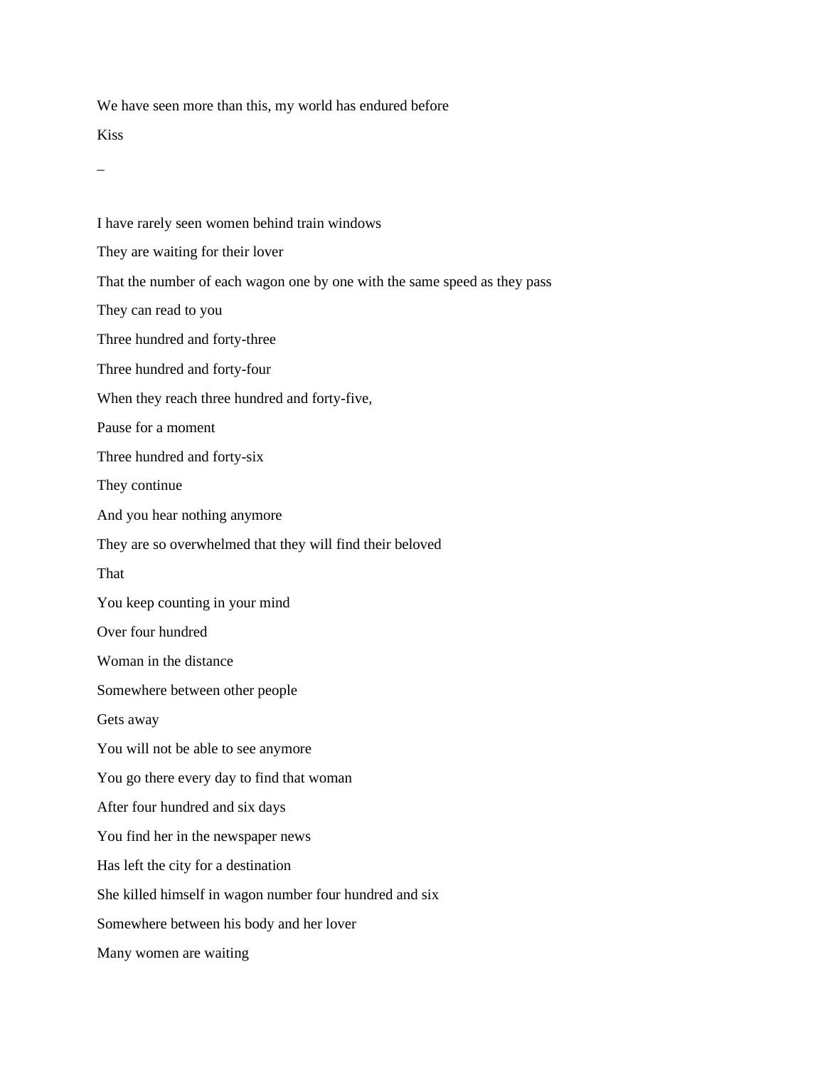We have seen more than this, my world has endured before

Kiss

–

I have rarely seen women behind train windows

They are waiting for their lover

That the number of each wagon one by one with the same speed as they pass

They can read to you

Three hundred and forty-three

Three hundred and forty-four

When they reach three hundred and forty-five,

Pause for a moment

Three hundred and forty-six

They continue

And you hear nothing anymore

They are so overwhelmed that they will find their beloved

That

You keep counting in your mind

Over four hundred

Woman in the distance

Somewhere between other people

Gets away

You will not be able to see anymore

You go there every day to find that woman

After four hundred and six days

You find her in the newspaper news

Has left the city for a destination

She killed himself in wagon number four hundred and six

Somewhere between his body and her lover

Many women are waiting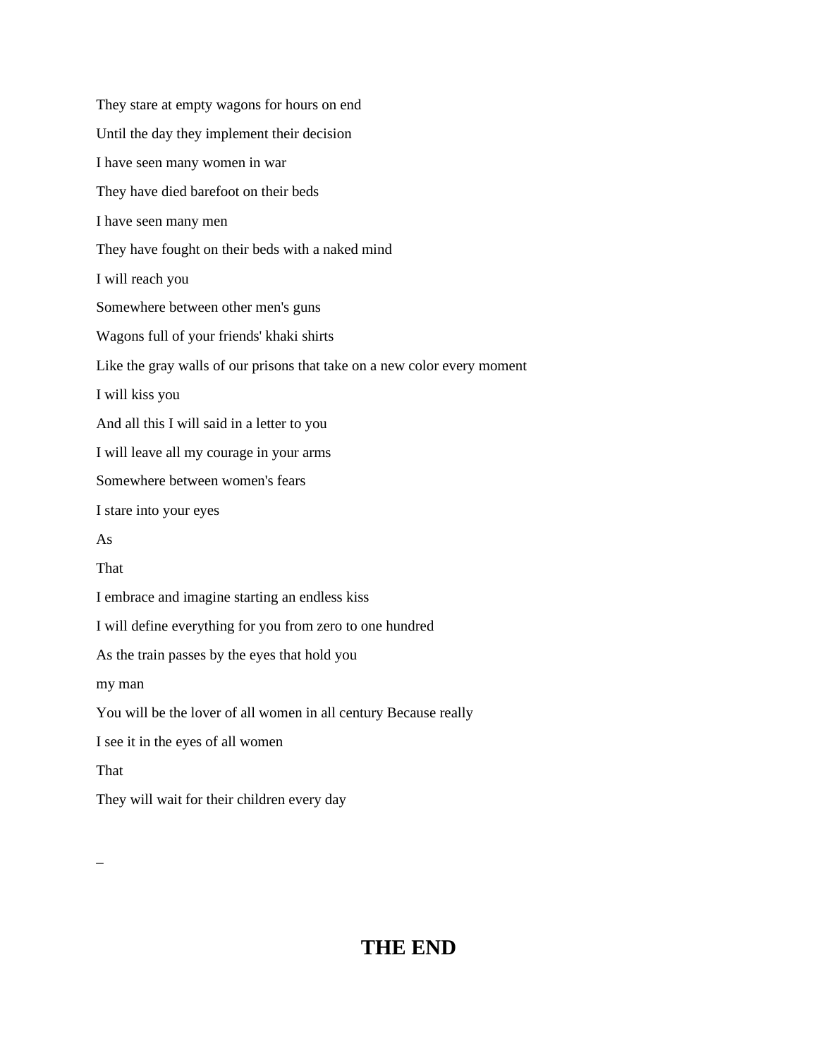They stare at empty wagons for hours on end

Until the day they implement their decision

I have seen many women in war

They have died barefoot on their beds

I have seen many men

They have fought on their beds with a naked mind

I will reach you

Somewhere between other men's guns

Wagons full of your friends' khaki shirts

Like the gray walls of our prisons that take on a new color every moment

I will kiss you

And all this I will said in a letter to you

I will leave all my courage in your arms

Somewhere between women's fears

I stare into your eyes

As

That

I embrace and imagine starting an endless kiss

I will define everything for you from zero to one hundred

As the train passes by the eyes that hold you

my man

You will be the lover of all women in all century Because really

I see it in the eyes of all women

That

They will wait for their children every day

_

# THE END